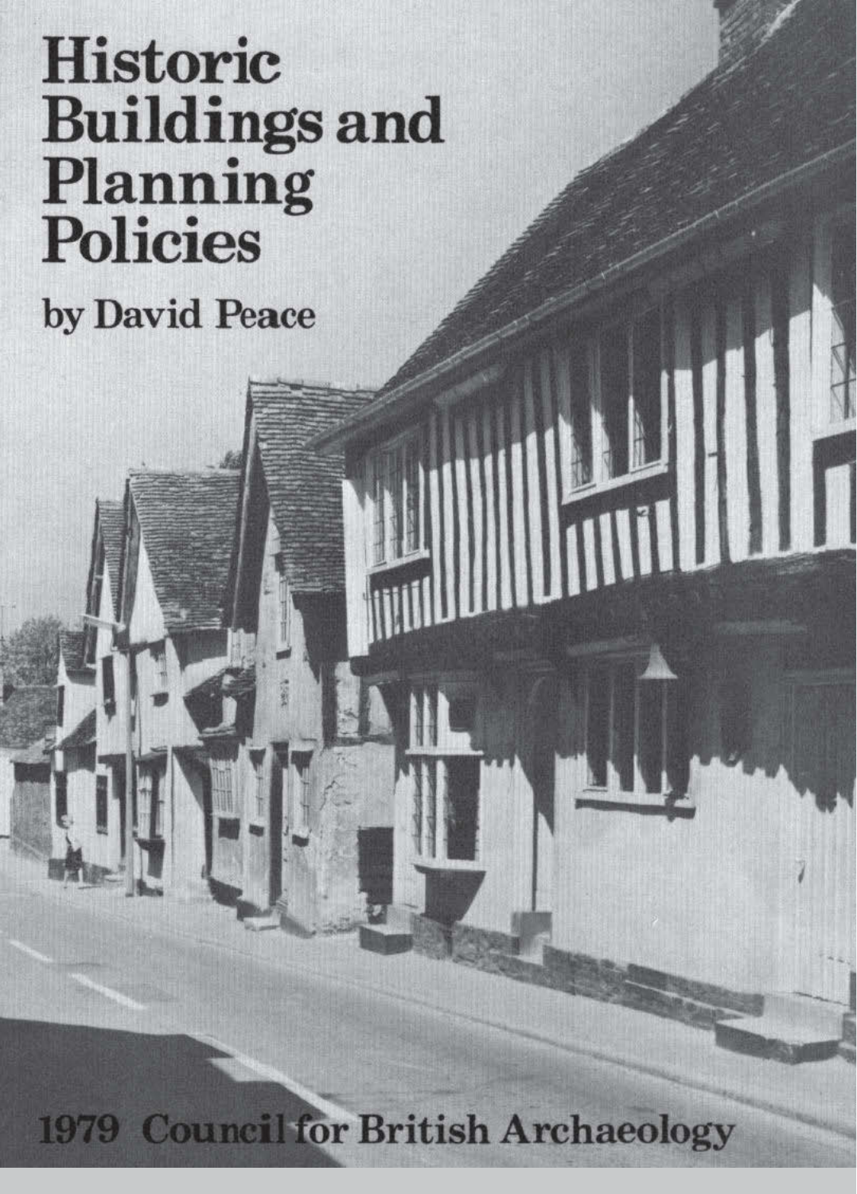# Historic Buildings and Planning Policies

by David Peace

1979 Council for British Archaeology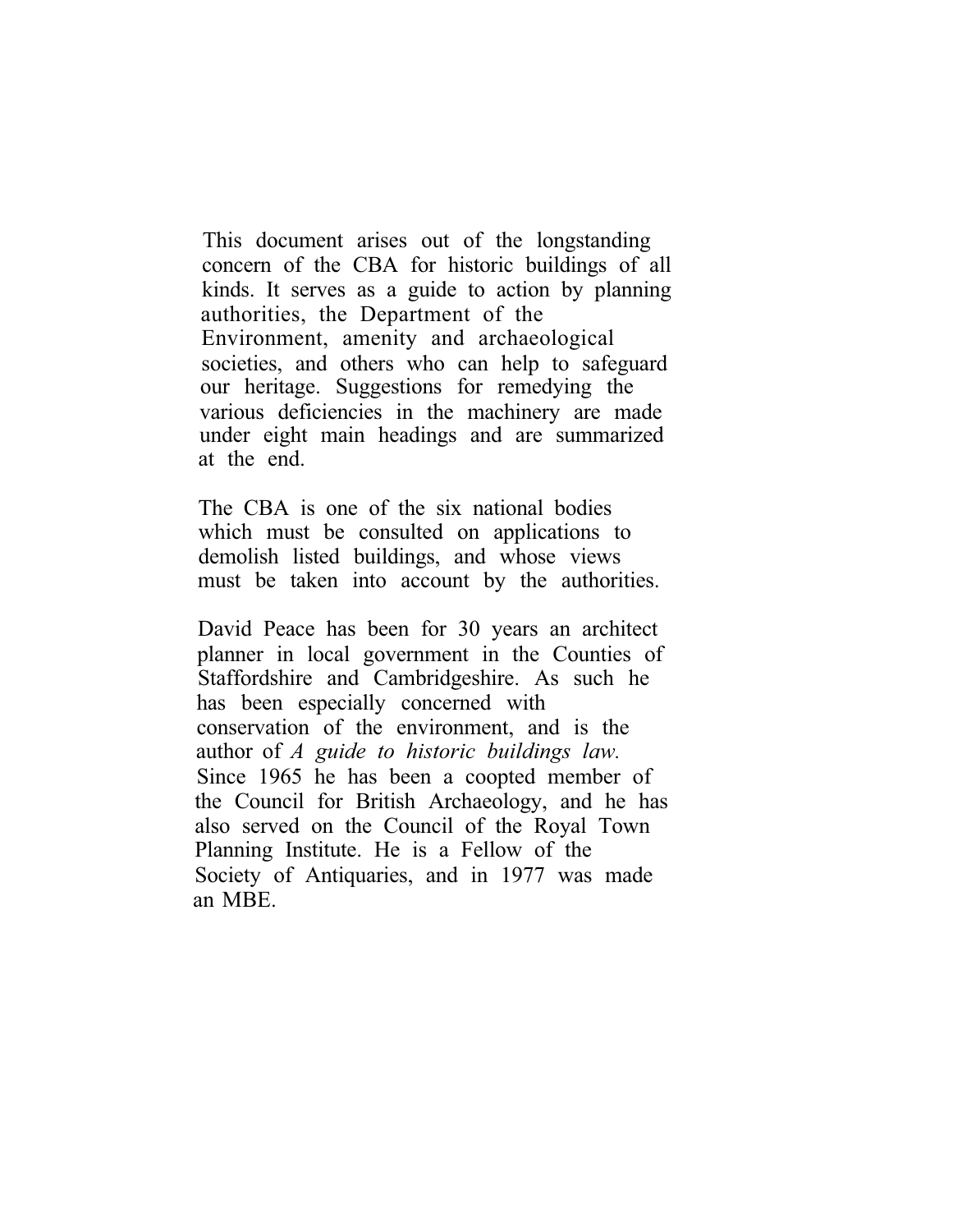This document arises out of the longstanding concern of the CBA for historic buildings of all kinds. It serves as a guide to action by planning authorities, the Department of the Environment, amenity and archaeological societies, and others who can help to safeguard our heritage. Suggestions for remedying the various deficiencies in the machinery are made under eight main headings and are summarized at the end.

The CBA is one of the six national bodies which must be consulted on applications to demolish listed buildings, and whose views must be taken into account by the authorities.

David Peace has been for 30 years an architect planner in local government in the Counties of Staffordshire and Cambridgeshire. As such he has been especially concerned with conservation of the environment, and is the author of *A guide to historic buildings law.* Since 1965 he has been a coopted member of the Council for British Archaeology, and he has also served on the Council of the Royal Town Planning Institute. He is a Fellow of the Society of Antiquaries, and in 1977 was made an MBE.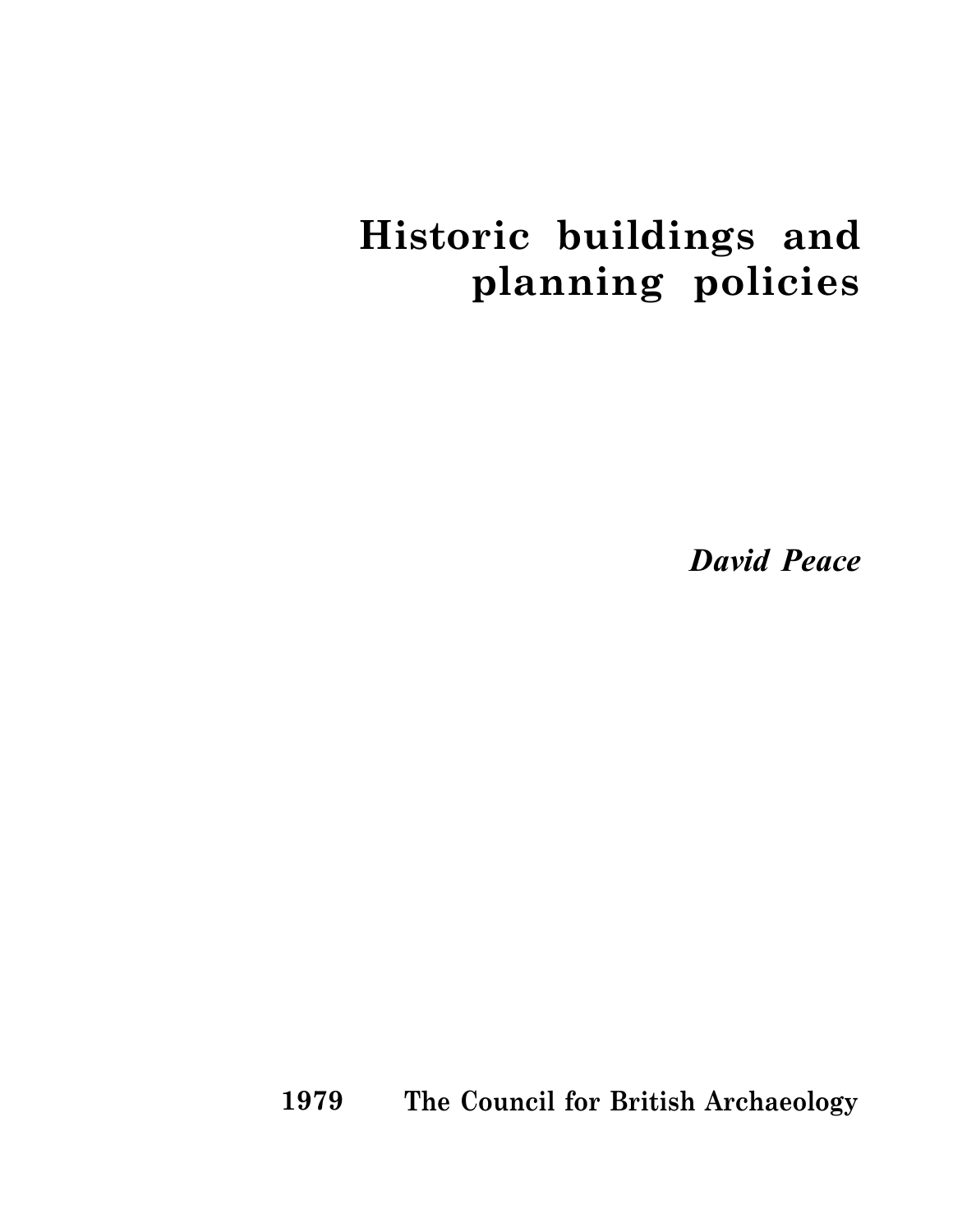# Historic buildings and planning policies

*David Peace*

**1979 The Council for British Archaeology**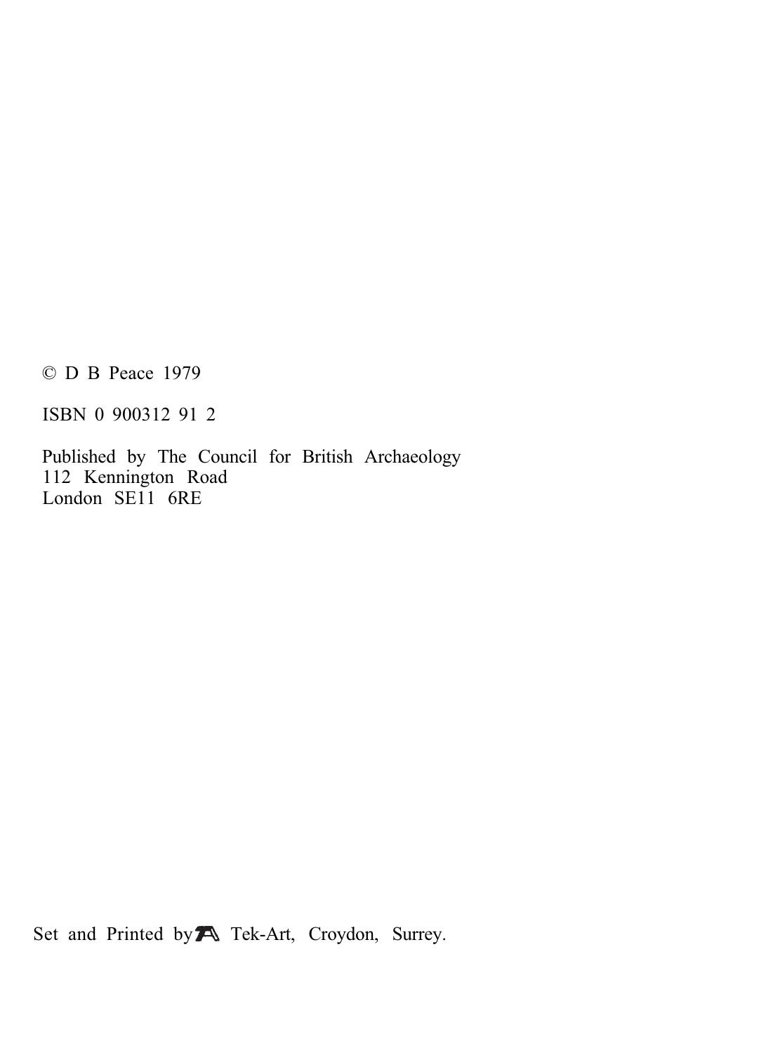© D B Peace 1979

ISBN 0 900312 91 2

Published by The Council for British Archaeology  
112 Kennington Road  
London SE11 6RE

Set and Printed by Tek-Art, Croydon, Surrey.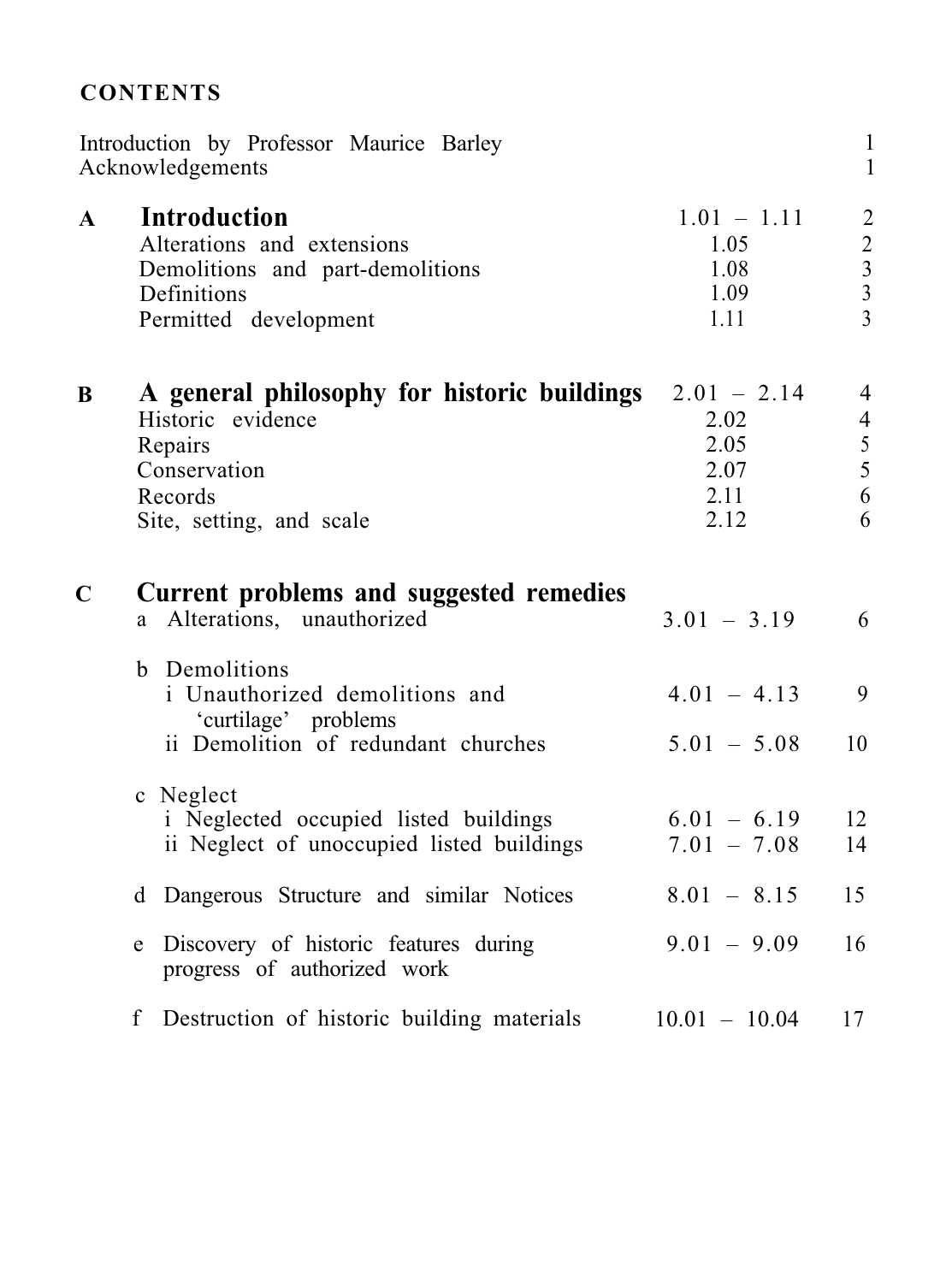## CONTENTS

| | | | |
|---|---|---|---|
| Introduction by Professor Maurice Barley | | | 1 |
| Acknowledgements | | | 1 |
| **A** | **Introduction** | 1.01 – 1.11 | 2 |
| | Alterations and extensions | 1.05 | 2 |
| | Demolitions and part-demolitions | 1.08 | 3 |
| | Definitions | 1.09 | 3 |
| | Permitted development | 1.11 | 3 |
| **B** | **A general philosophy for historic buildings** | 2.01 – 2.14 | 4 |
| | Historic evidence | 2.02 | 4 |
| | Repairs | 2.05 | 5 |
| | Conservation | 2.07 | 5 |
| | Records | 2.11 | 6 |
| | Site, setting, and scale | 2.12 | 6 |
| **C** | **Current problems and suggested remedies** | | |
| | a Alterations, unauthorized | 3.01 – 3.19 | 6 |
| | b Demolitions | | |
| | i Unauthorized demolitions and 'curtilage' problems | 4.01 – 4.13 | 9 |
| | ii Demolition of redundant churches | 5.01 – 5.08 | 10 |
| | c Neglect | | |
| | i Neglected occupied listed buildings | 6.01 – 6.19 | 12 |
| | ii Neglect of unoccupied listed buildings | 7.01 – 7.08 | 14 |
| | d Dangerous Structure and similar Notices | 8.01 – 8.15 | 15 |
| | e Discovery of historic features during progress of authorized work | 9.01 – 9.09 | 16 |
| | f Destruction of historic building materials | 10.01 – 10.04 | 17 |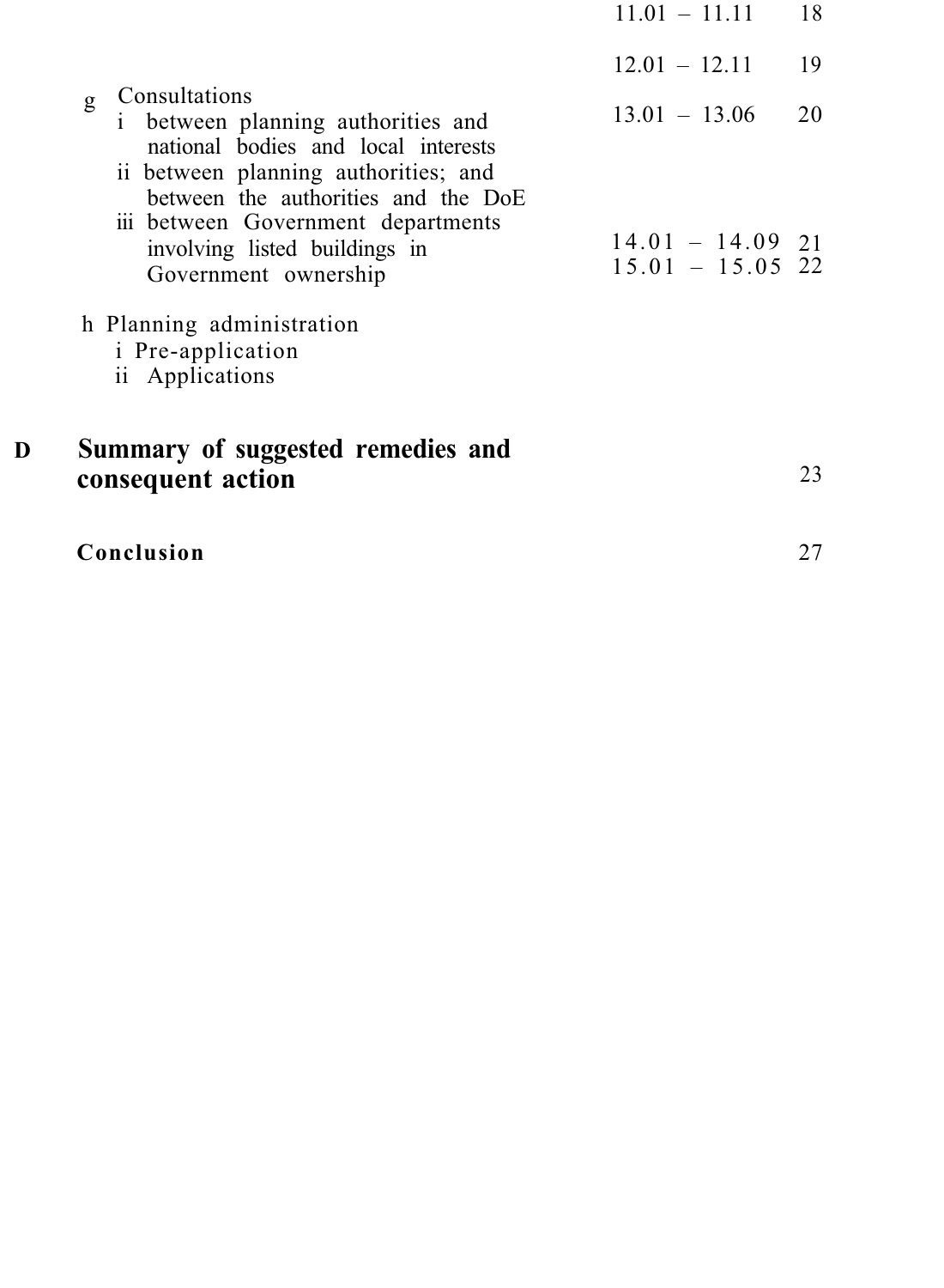| | | |
|---|---|---|
| | 11.01 – 11.11 | 18 |
| | 12.01 – 12.11 | 19 |
| g Consultations | | |
| i between planning authorities and national bodies and local interests | 13.01 – 13.06 | 20 |
| ii between planning authorities; and between the authorities and the DoE | | |
| iii between Government departments involving listed buildings in Government ownership | 14.01 – 14.09 | 21 |
| | 15.01 – 15.05 | 22 |
| h Planning administration | | |
| i Pre-application | | |
| ii Applications | | |
| **D Summary of suggested remedies and consequent action** | | 23 |
| **Conclusion** | | 27 |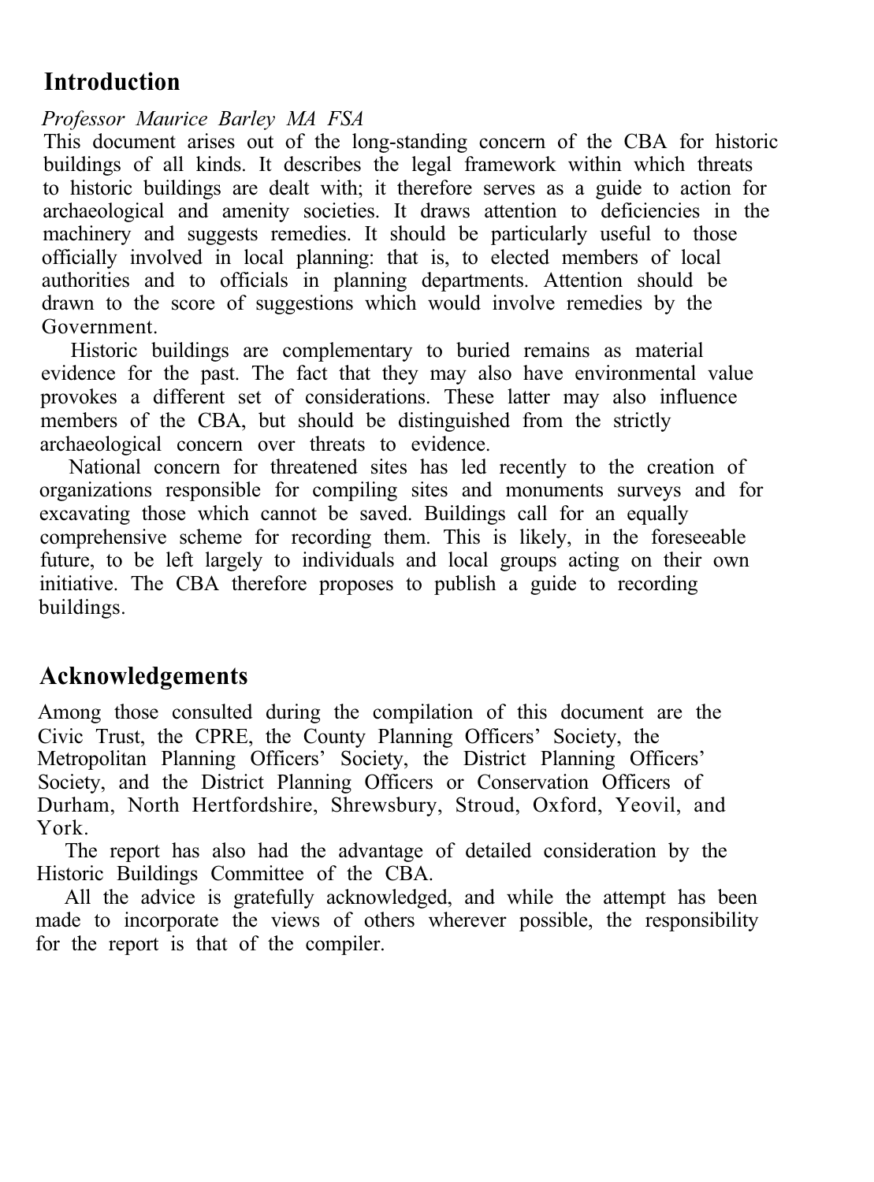## Introduction

*Professor Maurice Barley MA FSA*

This document arises out of the long-standing concern of the CBA for historic buildings of all kinds. It describes the legal framework within which threats to historic buildings are dealt with; it therefore serves as a guide to action for archaeological and amenity societies. It draws attention to deficiencies in the machinery and suggests remedies. It should be particularly useful to those officially involved in local planning: that is, to elected members of local authorities and to officials in planning departments. Attention should be drawn to the score of suggestions which would involve remedies by the Government.

Historic buildings are complementary to buried remains as material evidence for the past. The fact that they may also have environmental value provokes a different set of considerations. These latter may also influence members of the CBA, but should be distinguished from the strictly archaeological concern over threats to evidence.

National concern for threatened sites has led recently to the creation of organizations responsible for compiling sites and monuments surveys and for excavating those which cannot be saved. Buildings call for an equally comprehensive scheme for recording them. This is likely, in the foreseeable future, to be left largely to individuals and local groups acting on their own initiative. The CBA therefore proposes to publish a guide to recording buildings.

## Acknowledgements

Among those consulted during the compilation of this document are the Civic Trust, the CPRE, the County Planning Officers' Society, the Metropolitan Planning Officers' Society, the District Planning Officers' Society, and the District Planning Officers or Conservation Officers of Durham, North Hertfordshire, Shrewsbury, Stroud, Oxford, Yeovil, and York.

The report has also had the advantage of detailed consideration by the Historic Buildings Committee of the CBA.

All the advice is gratefully acknowledged, and while the attempt has been made to incorporate the views of others wherever possible, the responsibility for the report is that of the compiler.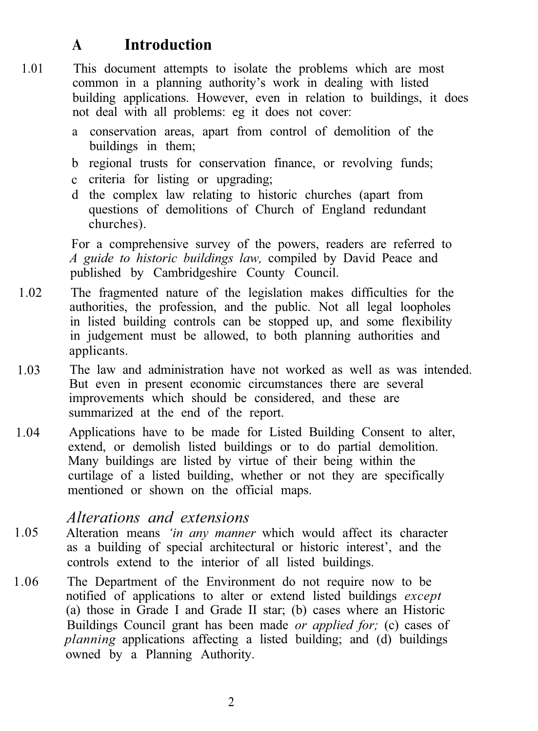## A Introduction

1.01 This document attempts to isolate the problems which are most common in a planning authority's work in dealing with listed building applications. However, even in relation to buildings, it does not deal with all problems: eg it does not cover:

- a conservation areas, apart from control of demolition of the buildings in them;
- b regional trusts for conservation finance, or revolving funds;
- c criteria for listing or upgrading;
- d the complex law relating to historic churches (apart from questions of demolitions of Church of England redundant churches).

For a comprehensive survey of the powers, readers are referred to *A guide to historic buildings law,* compiled by David Peace and published by Cambridgeshire County Council.

1.02 The fragmented nature of the legislation makes difficulties for the authorities, the profession, and the public. Not all legal loopholes in listed building controls can be stopped up, and some flexibility in judgement must be allowed, to both planning authorities and applicants.

1.03 The law and administration have not worked as well as was intended. But even in present economic circumstances there are several improvements which should be considered, and these are summarized at the end of the report.

1.04 Applications have to be made for Listed Building Consent to alter, extend, or demolish listed buildings or to do partial demolition. Many buildings are listed by virtue of their being within the curtilage of a listed building, whether or not they are specifically mentioned or shown on the official maps.

### *Alterations and extensions*

1.05 Alteration means *'in any manner* which would affect its character as a building of special architectural or historic interest', and the controls extend to the interior of all listed buildings.

1.06 The Department of the Environment do not require now to be notified of applications to alter or extend listed buildings *except* (a) those in Grade I and Grade II star; (b) cases where an Historic Buildings Council grant has been made *or applied for;* (c) cases of *planning* applications affecting a listed building; and (d) buildings owned by a Planning Authority.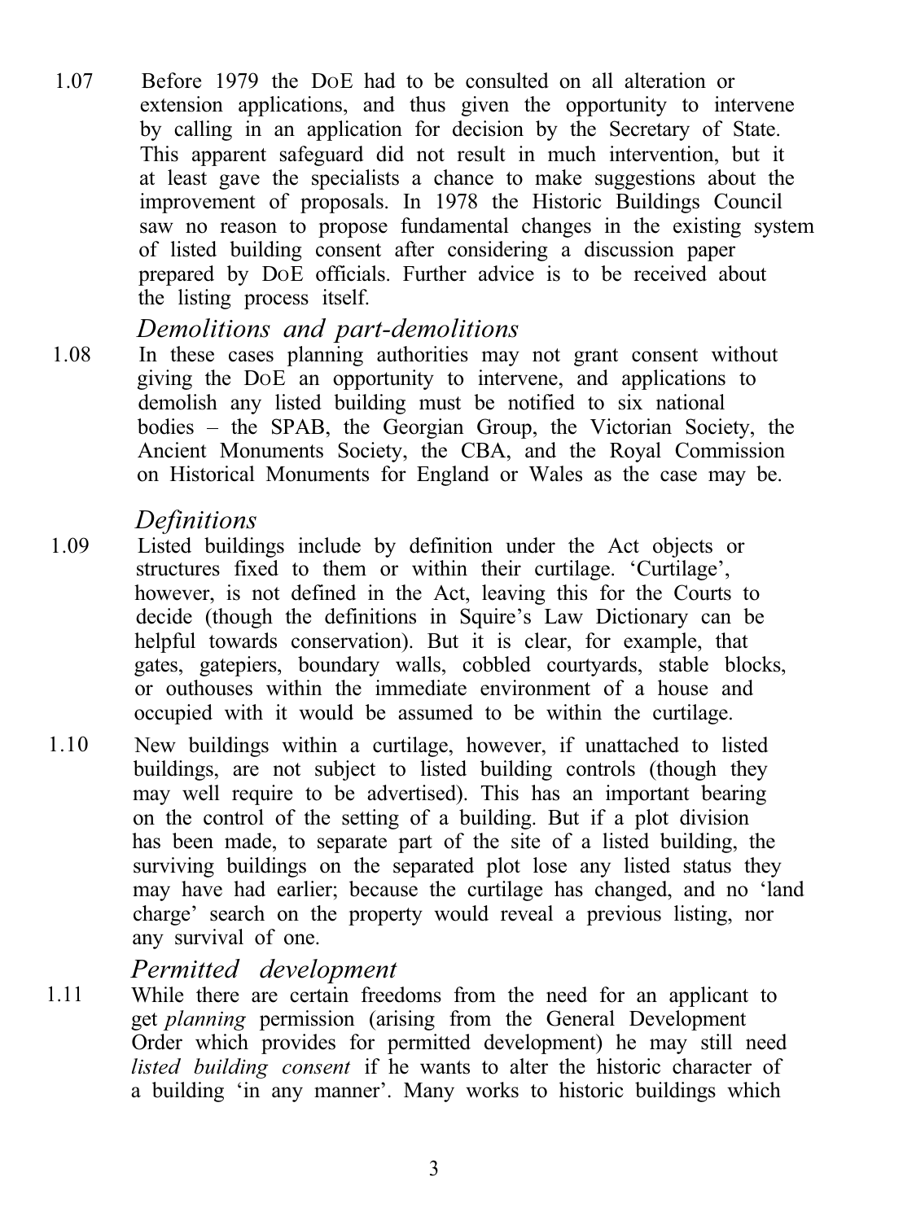1.07 Before 1979 the DoE had to be consulted on all alteration or extension applications, and thus given the opportunity to intervene by calling in an application for decision by the Secretary of State. This apparent safeguard did not result in much intervention, but it at least gave the specialists a chance to make suggestions about the improvement of proposals. In 1978 the Historic Buildings Council saw no reason to propose fundamental changes in the existing system of listed building consent after considering a discussion paper prepared by DoE officials. Further advice is to be received about the listing process itself.

### *Demolitions and part-demolitions*

1.08 In these cases planning authorities may not grant consent without giving the DoE an opportunity to intervene, and applications to demolish any listed building must be notified to six national bodies – the SPAB, the Georgian Group, the Victorian Society, the Ancient Monuments Society, the CBA, and the Royal Commission on Historical Monuments for England or Wales as the case may be.

### *Definitions*

1.09 Listed buildings include by definition under the Act objects or structures fixed to them or within their curtilage. 'Curtilage', however, is not defined in the Act, leaving this for the Courts to decide (though the definitions in Squire's Law Dictionary can be helpful towards conservation). But it is clear, for example, that gates, gatepiers, boundary walls, cobbled courtyards, stable blocks, or outhouses within the immediate environment of a house and occupied with it would be assumed to be within the curtilage.

1.10 New buildings within a curtilage, however, if unattached to listed buildings, are not subject to listed building controls (though they may well require to be advertised). This has an important bearing on the control of the setting of a building. But if a plot division has been made, to separate part of the site of a listed building, the surviving buildings on the separated plot lose any listed status they may have had earlier; because the curtilage has changed, and no 'land charge' search on the property would reveal a previous listing, nor any survival of one.

### *Permitted development*

1.11 While there are certain freedoms from the need for an applicant to get *planning* permission (arising from the General Development Order which provides for permitted development) he may still need *listed building consent* if he wants to alter the historic character of a building 'in any manner'. Many works to historic buildings which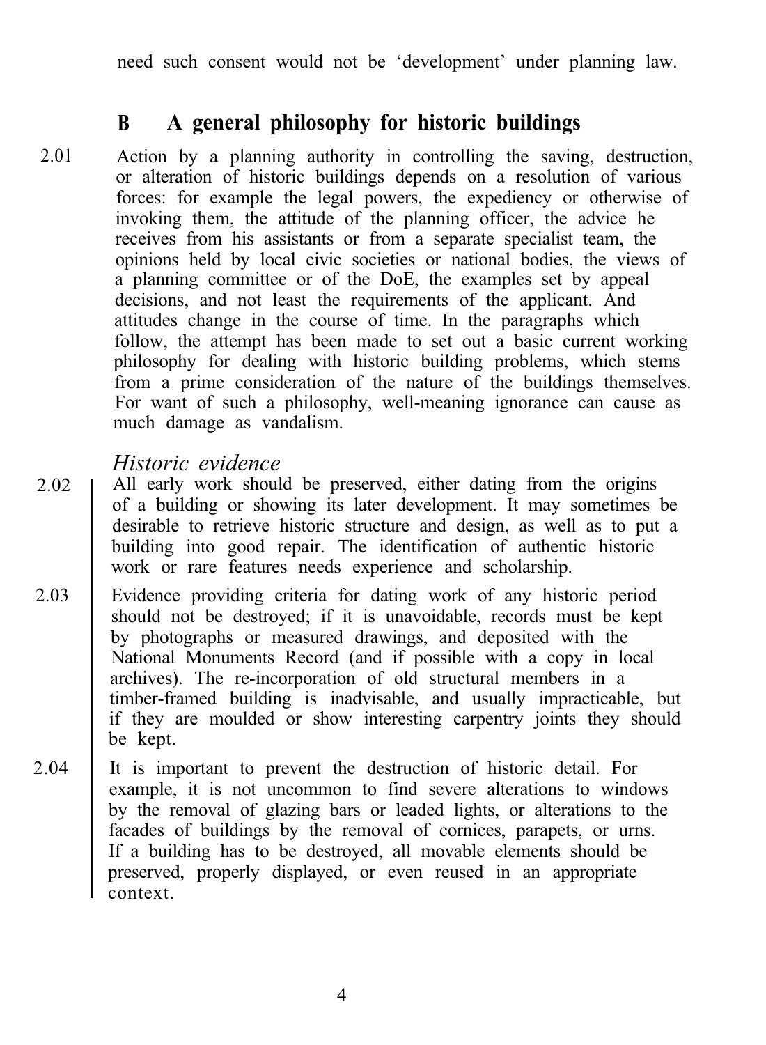need such consent would not be 'development' under planning law.

## B A general philosophy for historic buildings

2.01 Action by a planning authority in controlling the saving, destruction, or alteration of historic buildings depends on a resolution of various forces: for example the legal powers, the expediency or otherwise of invoking them, the attitude of the planning officer, the advice he receives from his assistants or from a separate specialist team, the opinions held by local civic societies or national bodies, the views of a planning committee or of the DoE, the examples set by appeal decisions, and not least the requirements of the applicant. And attitudes change in the course of time. In the paragraphs which follow, the attempt has been made to set out a basic current working philosophy for dealing with historic building problems, which stems from a prime consideration of the nature of the buildings themselves. For want of such a philosophy, well-meaning ignorance can cause as much damage as vandalism.

### *Historic evidence*

2.02 All early work should be preserved, either dating from the origins of a building or showing its later development. It may sometimes be desirable to retrieve historic structure and design, as well as to put a building into good repair. The identification of authentic historic work or rare features needs experience and scholarship.

2.03 Evidence providing criteria for dating work of any historic period should not be destroyed; if it is unavoidable, records must be kept by photographs or measured drawings, and deposited with the National Monuments Record (and if possible with a copy in local archives). The re-incorporation of old structural members in a timber-framed building is inadvisable, and usually impracticable, but if they are moulded or show interesting carpentry joints they should be kept.

2.04 It is important to prevent the destruction of historic detail. For example, it is not uncommon to find severe alterations to windows by the removal of glazing bars or leaded lights, or alterations to the facades of buildings by the removal of cornices, parapets, or urns. If a building has to be destroyed, all movable elements should be preserved, properly displayed, or even reused in an appropriate context.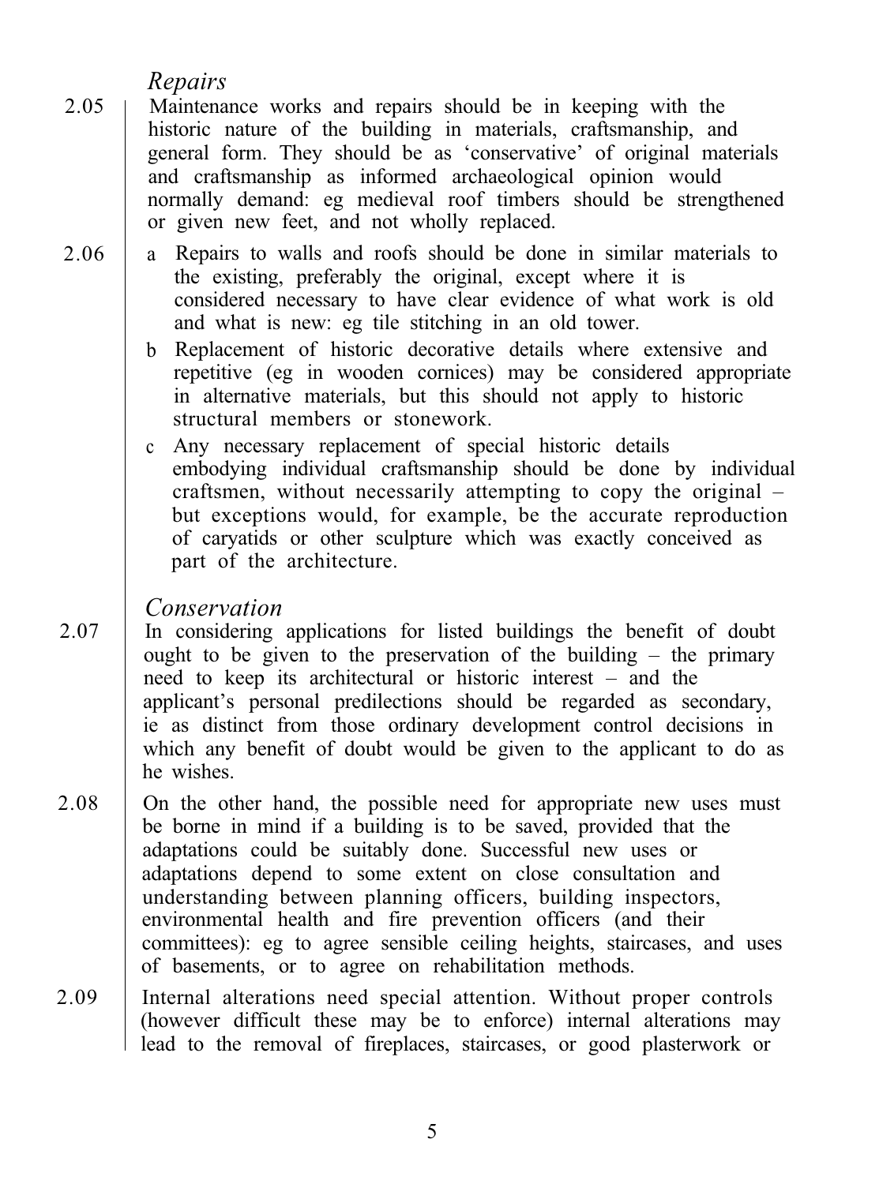### *Repairs*

2.05 Maintenance works and repairs should be in keeping with the historic nature of the building in materials, craftsmanship, and general form. They should be as 'conservative' of original materials and craftsmanship as informed archaeological opinion would normally demand: eg medieval roof timbers should be strengthened or given new feet, and not wholly replaced.

2.06 a Repairs to walls and roofs should be done in similar materials to the existing, preferably the original, except where it is considered necessary to have clear evidence of what work is old and what is new: eg tile stitching in an old tower.

b Replacement of historic decorative details where extensive and repetitive (eg in wooden cornices) may be considered appropriate in alternative materials, but this should not apply to historic structural members or stonework.

c Any necessary replacement of special historic details embodying individual craftsmanship should be done by individual craftsmen, without necessarily attempting to copy the original – but exceptions would, for example, be the accurate reproduction of caryatids or other sculpture which was exactly conceived as part of the architecture.

### *Conservation*

2.07 In considering applications for listed buildings the benefit of doubt ought to be given to the preservation of the building – the primary need to keep its architectural or historic interest – and the applicant's personal predilections should be regarded as secondary, ie as distinct from those ordinary development control decisions in which any benefit of doubt would be given to the applicant to do as he wishes.

2.08 On the other hand, the possible need for appropriate new uses must be borne in mind if a building is to be saved, provided that the adaptations could be suitably done. Successful new uses or adaptations depend to some extent on close consultation and understanding between planning officers, building inspectors, environmental health and fire prevention officers (and their committees): eg to agree sensible ceiling heights, staircases, and uses of basements, or to agree on rehabilitation methods.

2.09 Internal alterations need special attention. Without proper controls (however difficult these may be to enforce) internal alterations may lead to the removal of fireplaces, staircases, or good plasterwork or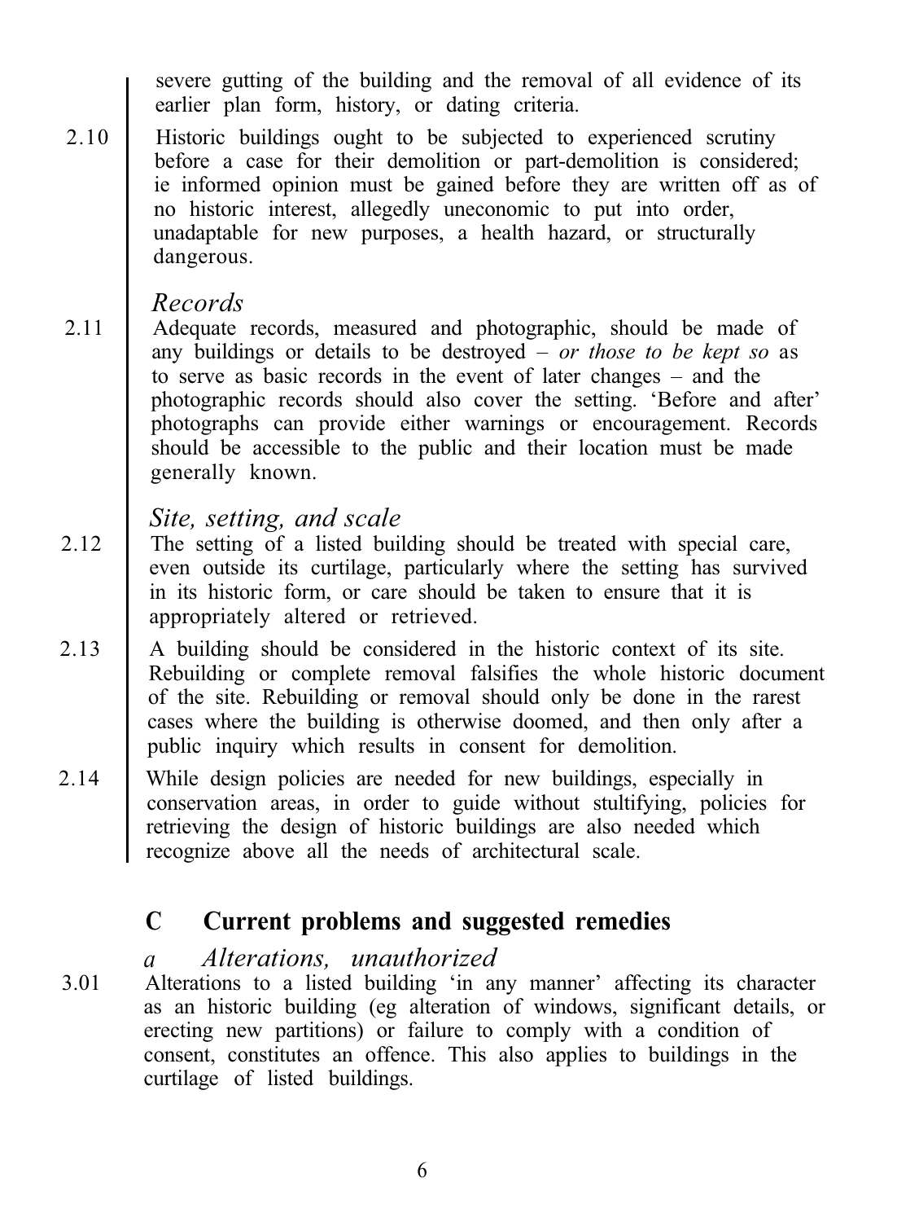severe gutting of the building and the removal of all evidence of its earlier plan form, history, or dating criteria.

2.10 Historic buildings ought to be subjected to experienced scrutiny before a case for their demolition or part-demolition is considered; ie informed opinion must be gained before they are written off as of no historic interest, allegedly uneconomic to put into order, unadaptable for new purposes, a health hazard, or structurally dangerous.

### *Records*

2.11 Adequate records, measured and photographic, should be made of any buildings or details to be destroyed – *or those to be kept so* as to serve as basic records in the event of later changes – and the photographic records should also cover the setting. 'Before and after' photographs can provide either warnings or encouragement. Records should be accessible to the public and their location must be made generally known.

### *Site, setting, and scale*

2.12 The setting of a listed building should be treated with special care, even outside its curtilage, particularly where the setting has survived in its historic form, or care should be taken to ensure that it is appropriately altered or retrieved.

2.13 A building should be considered in the historic context of its site. Rebuilding or complete removal falsifies the whole historic document of the site. Rebuilding or removal should only be done in the rarest cases where the building is otherwise doomed, and then only after a public inquiry which results in consent for demolition.

2.14 While design policies are needed for new buildings, especially in conservation areas, in order to guide without stultifying, policies for retrieving the design of historic buildings are also needed which recognize above all the needs of architectural scale.

## C Current problems and suggested remedies

### *a Alterations, unauthorized*

3.01 Alterations to a listed building 'in any manner' affecting its character as an historic building (eg alteration of windows, significant details, or erecting new partitions) or failure to comply with a condition of consent, constitutes an offence. This also applies to buildings in the curtilage of listed buildings.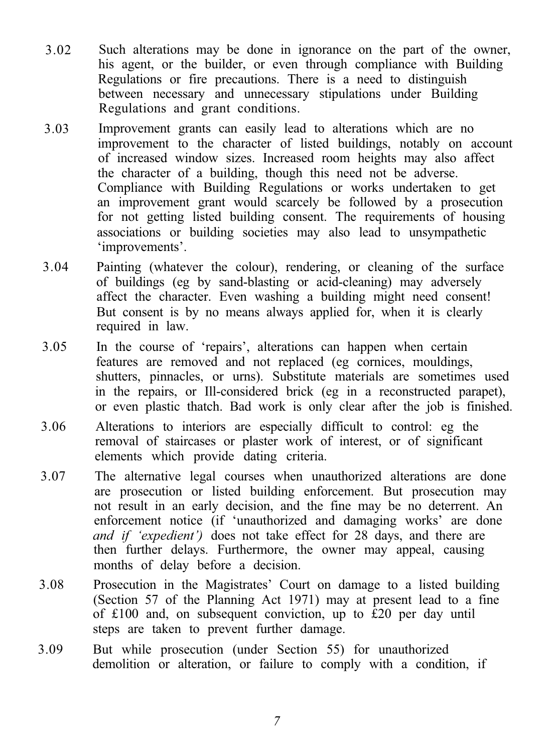3.02 Such alterations may be done in ignorance on the part of the owner, his agent, or the builder, or even through compliance with Building Regulations or fire precautions. There is a need to distinguish between necessary and unnecessary stipulations under Building Regulations and grant conditions.

3.03 Improvement grants can easily lead to alterations which are no improvement to the character of listed buildings, notably on account of increased window sizes. Increased room heights may also affect the character of a building, though this need not be adverse. Compliance with Building Regulations or works undertaken to get an improvement grant would scarcely be followed by a prosecution for not getting listed building consent. The requirements of housing associations or building societies may also lead to unsympathetic 'improvements'.

3.04 Painting (whatever the colour), rendering, or cleaning of the surface of buildings (eg by sand-blasting or acid-cleaning) may adversely affect the character. Even washing a building might need consent! But consent is by no means always applied for, when it is clearly required in law.

3.05 In the course of 'repairs', alterations can happen when certain features are removed and not replaced (eg cornices, mouldings, shutters, pinnacles, or urns). Substitute materials are sometimes used in the repairs, or Ill-considered brick (eg in a reconstructed parapet), or even plastic thatch. Bad work is only clear after the job is finished.

3.06 Alterations to interiors are especially difficult to control: eg the removal of staircases or plaster work of interest, or of significant elements which provide dating criteria.

3.07 The alternative legal courses when unauthorized alterations are done are prosecution or listed building enforcement. But prosecution may not result in an early decision, and the fine may be no deterrent. An enforcement notice (if 'unauthorized and damaging works' are done *and if 'expedient')* does not take effect for 28 days, and there are then further delays. Furthermore, the owner may appeal, causing months of delay before a decision.

3.08 Prosecution in the Magistrates' Court on damage to a listed building (Section 57 of the Planning Act 1971) may at present lead to a fine of £100 and, on subsequent conviction, up to £20 per day until steps are taken to prevent further damage.

3.09 But while prosecution (under Section 55) for unauthorized demolition or alteration, or failure to comply with a condition, if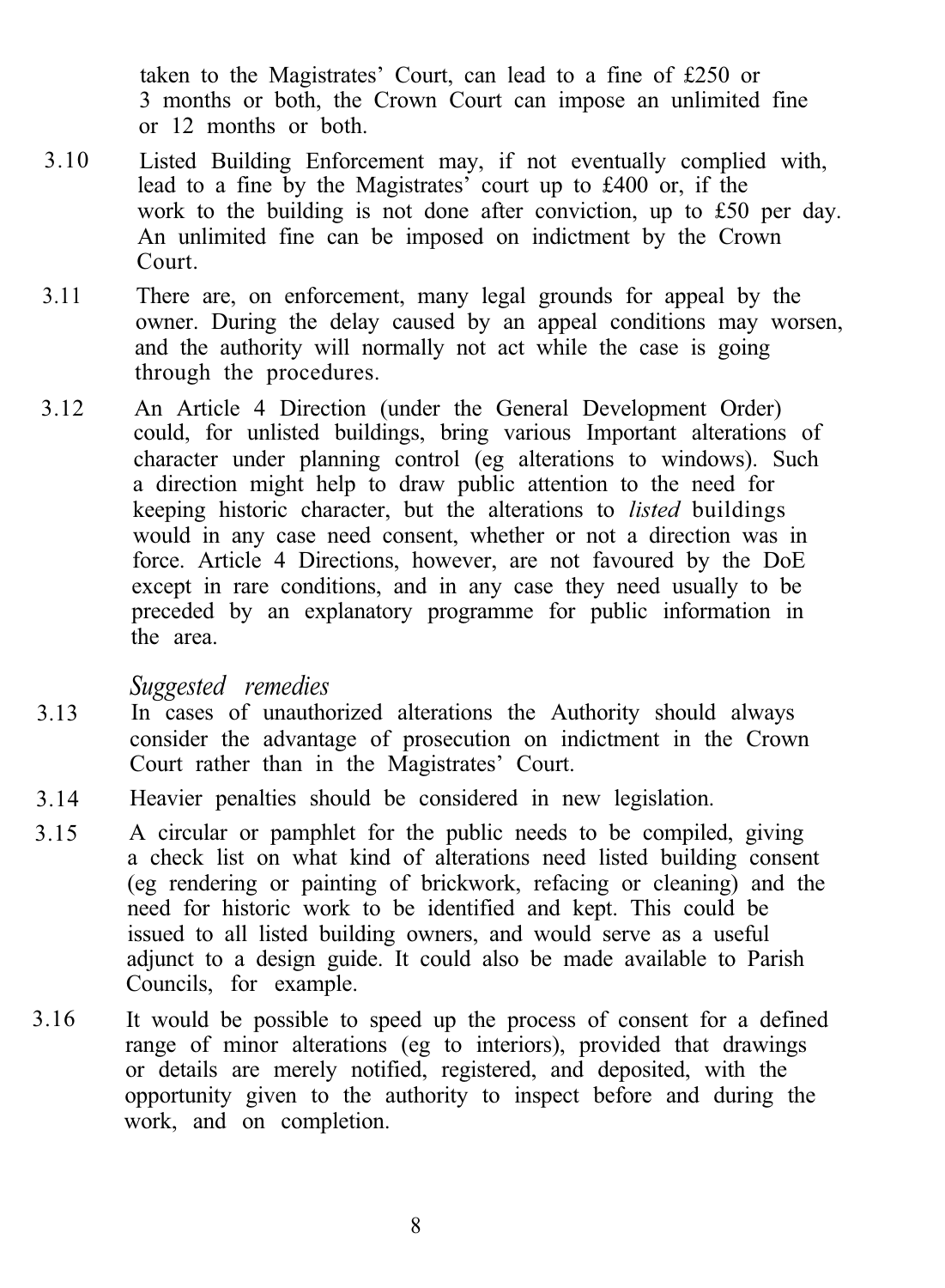taken to the Magistrates' Court, can lead to a fine of £250 or 3 months or both, the Crown Court can impose an unlimited fine or 12 months or both.

3.10 Listed Building Enforcement may, if not eventually complied with, lead to a fine by the Magistrates' court up to £400 or, if the work to the building is not done after conviction, up to £50 per day. An unlimited fine can be imposed on indictment by the Crown Court.

3.11 There are, on enforcement, many legal grounds for appeal by the owner. During the delay caused by an appeal conditions may worsen, and the authority will normally not act while the case is going through the procedures.

3.12 An Article 4 Direction (under the General Development Order) could, for unlisted buildings, bring various Important alterations of character under planning control (eg alterations to windows). Such a direction might help to draw public attention to the need for keeping historic character, but the alterations to *listed* buildings would in any case need consent, whether or not a direction was in force. Article 4 Directions, however, are not favoured by the DoE except in rare conditions, and in any case they need usually to be preceded by an explanatory programme for public information in the area.

*Suggested remedies*

3.13 In cases of unauthorized alterations the Authority should always consider the advantage of prosecution on indictment in the Crown Court rather than in the Magistrates' Court.

3.14 Heavier penalties should be considered in new legislation.

3.15 A circular or pamphlet for the public needs to be compiled, giving a check list on what kind of alterations need listed building consent (eg rendering or painting of brickwork, refacing or cleaning) and the need for historic work to be identified and kept. This could be issued to all listed building owners, and would serve as a useful adjunct to a design guide. It could also be made available to Parish Councils, for example.

3.16 It would be possible to speed up the process of consent for a defined range of minor alterations (eg to interiors), provided that drawings or details are merely notified, registered, and deposited, with the opportunity given to the authority to inspect before and during the work, and on completion.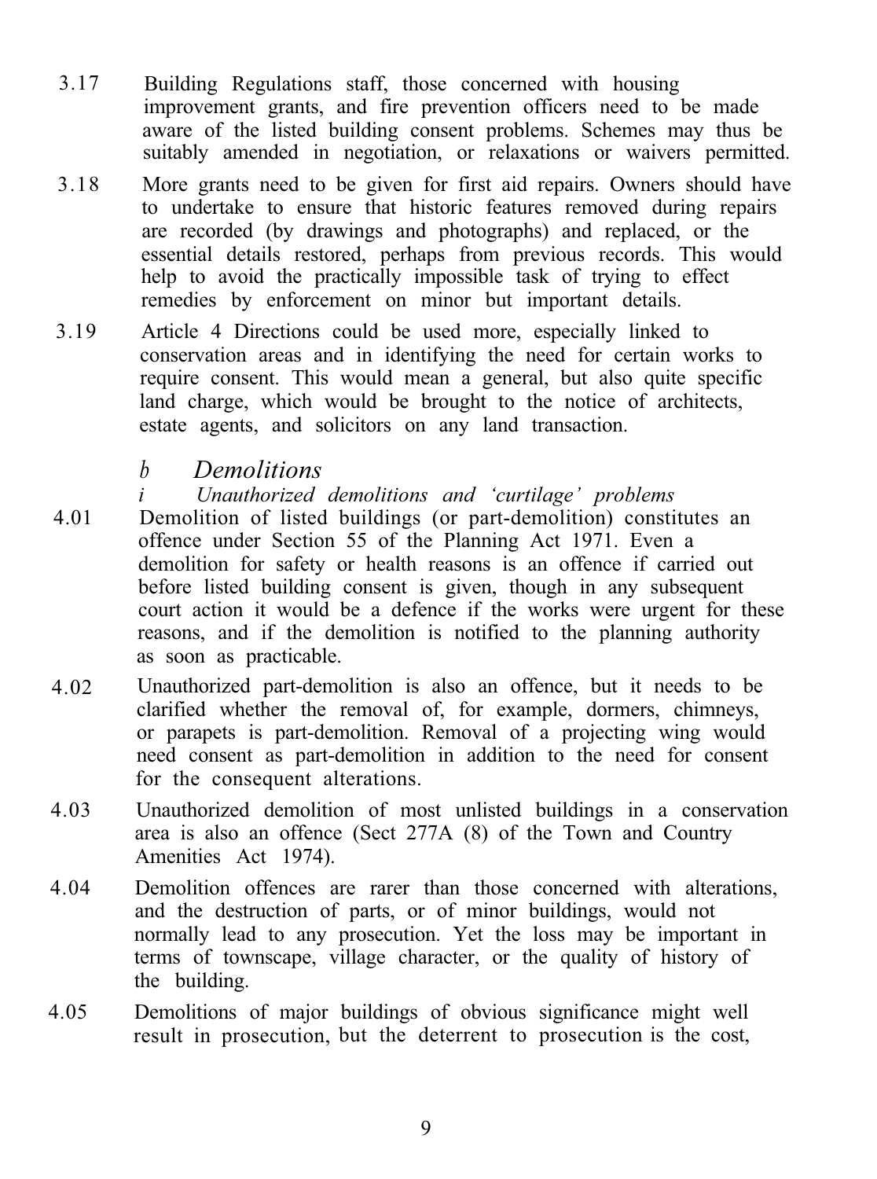3.17 Building Regulations staff, those concerned with housing improvement grants, and fire prevention officers need to be made aware of the listed building consent problems. Schemes may thus be suitably amended in negotiation, or relaxations or waivers permitted.

3.18 More grants need to be given for first aid repairs. Owners should have to undertake to ensure that historic features removed during repairs are recorded (by drawings and photographs) and replaced, or the essential details restored, perhaps from previous records. This would help to avoid the practically impossible task of trying to effect remedies by enforcement on minor but important details.

3.19 Article 4 Directions could be used more, especially linked to conservation areas and in identifying the need for certain works to require consent. This would mean a general, but also quite specific land charge, which would be brought to the notice of architects, estate agents, and solicitors on any land transaction.

## *b Demolitions*

### *i Unauthorized demolitions and 'curtilage' problems*

4.01 Demolition of listed buildings (or part-demolition) constitutes an offence under Section 55 of the Planning Act 1971. Even a demolition for safety or health reasons is an offence if carried out before listed building consent is given, though in any subsequent court action it would be a defence if the works were urgent for these reasons, and if the demolition is notified to the planning authority as soon as practicable.

4.02 Unauthorized part-demolition is also an offence, but it needs to be clarified whether the removal of, for example, dormers, chimneys, or parapets is part-demolition. Removal of a projecting wing would need consent as part-demolition in addition to the need for consent for the consequent alterations.

4.03 Unauthorized demolition of most unlisted buildings in a conservation area is also an offence (Sect 277A (8) of the Town and Country Amenities Act 1974).

4.04 Demolition offences are rarer than those concerned with alterations, and the destruction of parts, or of minor buildings, would not normally lead to any prosecution. Yet the loss may be important in terms of townscape, village character, or the quality of history of the building.

4.05 Demolitions of major buildings of obvious significance might well result in prosecution, but the deterrent to prosecution is the cost,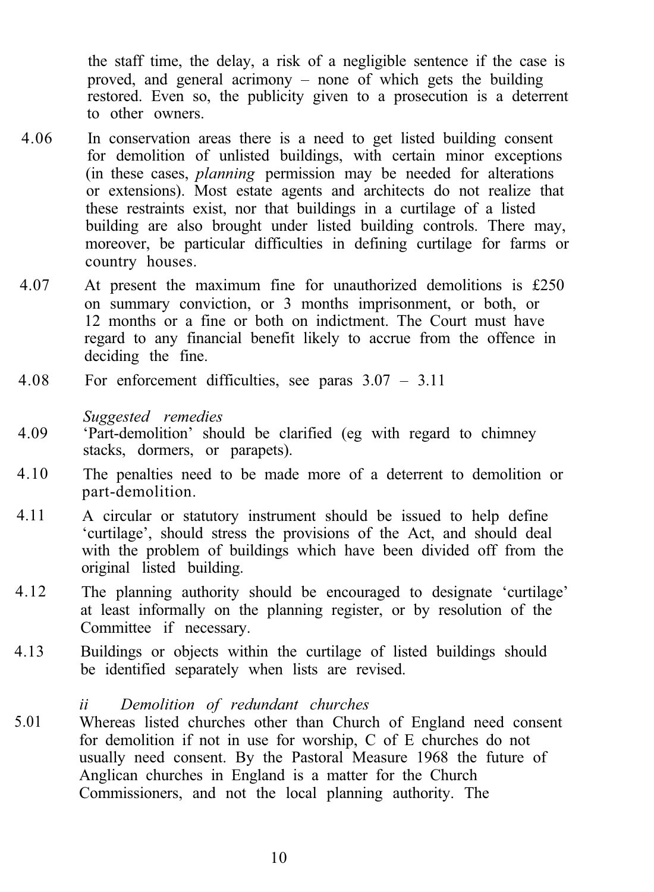the staff time, the delay, a risk of a negligible sentence if the case is proved, and general acrimony – none of which gets the building restored. Even so, the publicity given to a prosecution is a deterrent to other owners.

4.06 In conservation areas there is a need to get listed building consent for demolition of unlisted buildings, with certain minor exceptions (in these cases, *planning* permission may be needed for alterations or extensions). Most estate agents and architects do not realize that these restraints exist, nor that buildings in a curtilage of a listed building are also brought under listed building controls. There may, moreover, be particular difficulties in defining curtilage for farms or country houses.

4.07 At present the maximum fine for unauthorized demolitions is £250 on summary conviction, or 3 months imprisonment, or both, or 12 months or a fine or both on indictment. The Court must have regard to any financial benefit likely to accrue from the offence in deciding the fine.

4.08 For enforcement difficulties, see paras 3.07 – 3.11

*Suggested remedies*

4.09 'Part-demolition' should be clarified (eg with regard to chimney stacks, dormers, or parapets).

4.10 The penalties need to be made more of a deterrent to demolition or part-demolition.

4.11 A circular or statutory instrument should be issued to help define 'curtilage', should stress the provisions of the Act, and should deal with the problem of buildings which have been divided off from the original listed building.

4.12 The planning authority should be encouraged to designate 'curtilage' at least informally on the planning register, or by resolution of the Committee if necessary.

4.13 Buildings or objects within the curtilage of listed buildings should be identified separately when lists are revised.

*ii Demolition of redundant churches*

5.01 Whereas listed churches other than Church of England need consent for demolition if not in use for worship, C of E churches do not usually need consent. By the Pastoral Measure 1968 the future of Anglican churches in England is a matter for the Church Commissioners, and not the local planning authority. The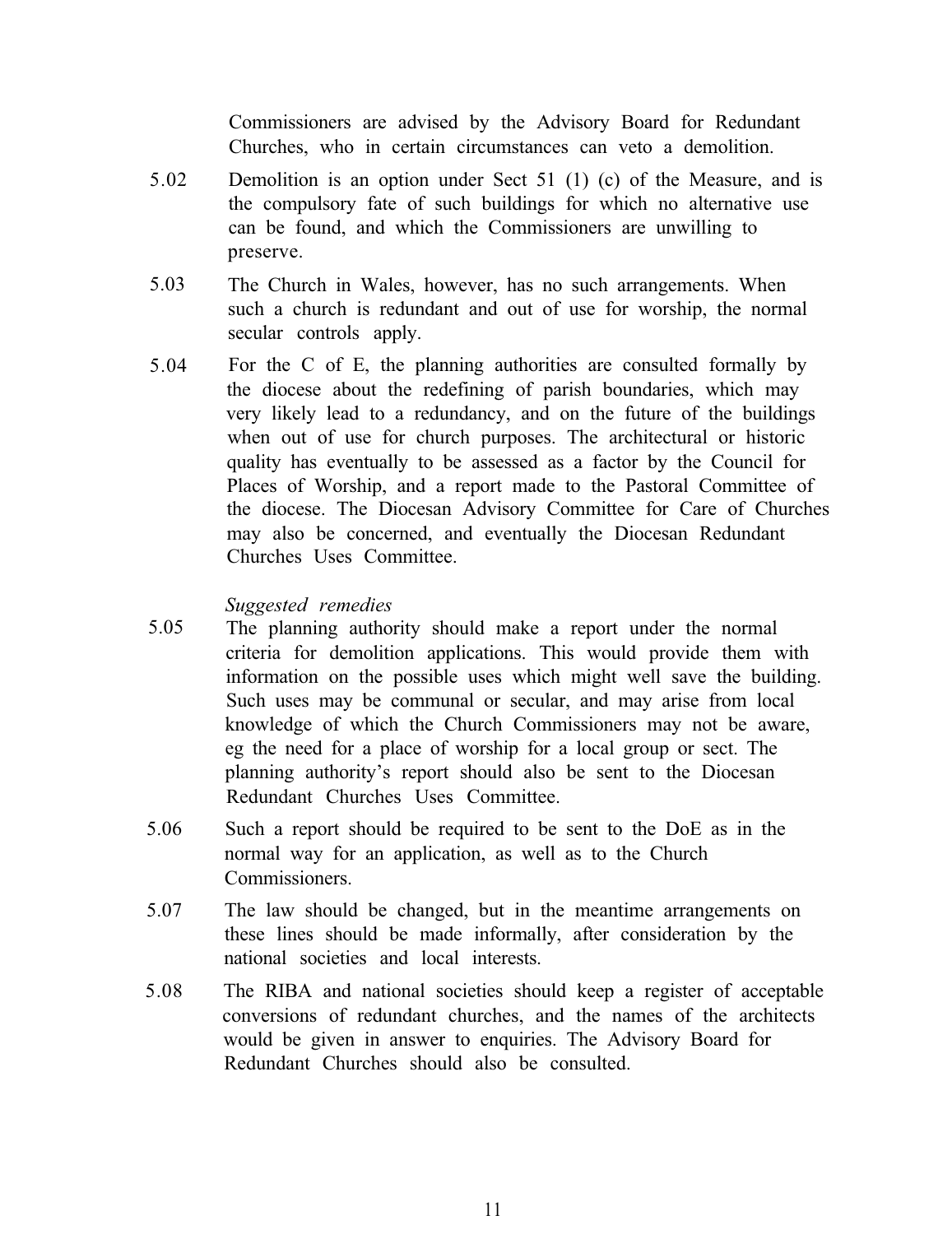Commissioners are advised by the Advisory Board for Redundant Churches, who in certain circumstances can veto a demolition.

5.02 Demolition is an option under Sect 51 (1) (c) of the Measure, and is the compulsory fate of such buildings for which no alternative use can be found, and which the Commissioners are unwilling to preserve.

5.03 The Church in Wales, however, has no such arrangements. When such a church is redundant and out of use for worship, the normal secular controls apply.

5.04 For the C of E, the planning authorities are consulted formally by the diocese about the redefining of parish boundaries, which may very likely lead to a redundancy, and on the future of the buildings when out of use for church purposes. The architectural or historic quality has eventually to be assessed as a factor by the Council for Places of Worship, and a report made to the Pastoral Committee of the diocese. The Diocesan Advisory Committee for Care of Churches may also be concerned, and eventually the Diocesan Redundant Churches Uses Committee.

*Suggested remedies*

5.05 The planning authority should make a report under the normal criteria for demolition applications. This would provide them with information on the possible uses which might well save the building. Such uses may be communal or secular, and may arise from local knowledge of which the Church Commissioners may not be aware, eg the need for a place of worship for a local group or sect. The planning authority's report should also be sent to the Diocesan Redundant Churches Uses Committee.

5.06 Such a report should be required to be sent to the DoE as in the normal way for an application, as well as to the Church Commissioners.

5.07 The law should be changed, but in the meantime arrangements on these lines should be made informally, after consideration by the national societies and local interests.

5.08 The RIBA and national societies should keep a register of acceptable conversions of redundant churches, and the names of the architects would be given in answer to enquiries. The Advisory Board for Redundant Churches should also be consulted.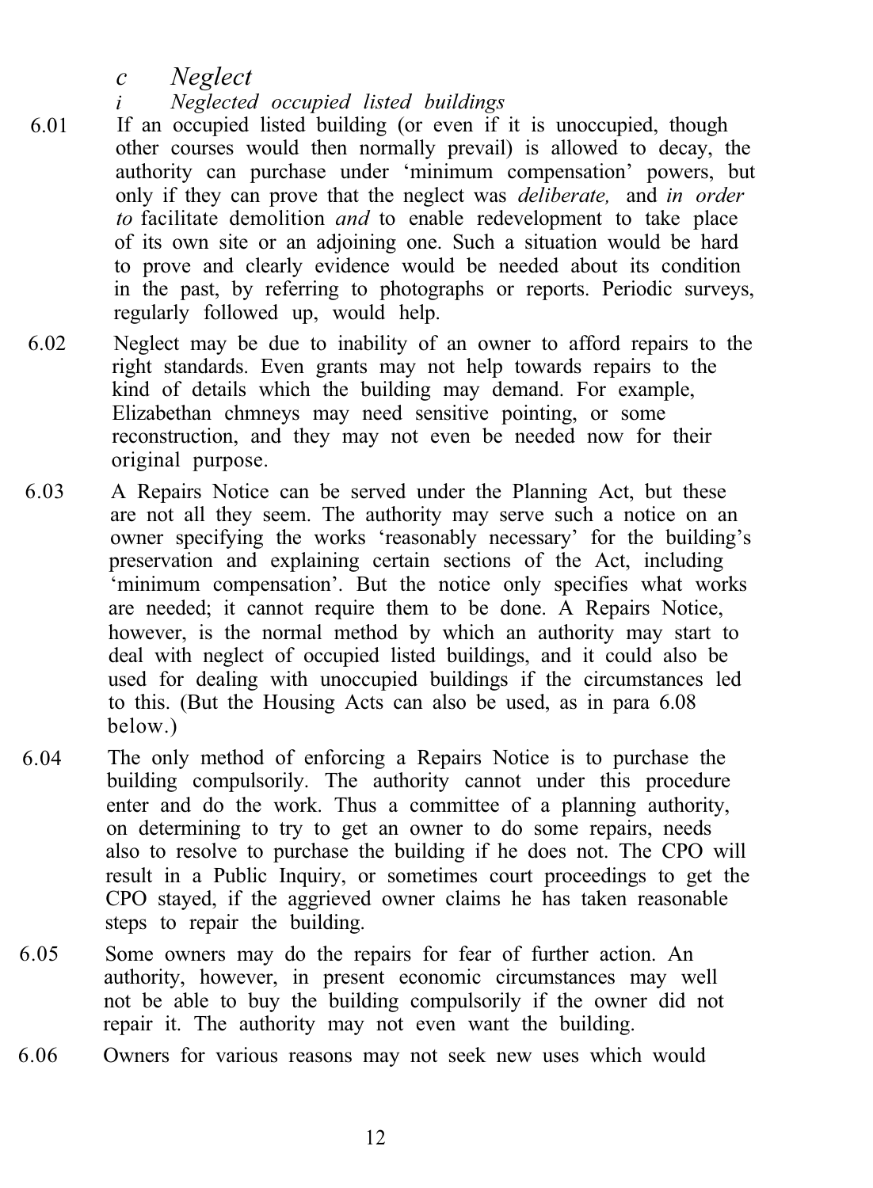### *c Neglect*

#### *i Neglected occupied listed buildings*

6.01 If an occupied listed building (or even if it is unoccupied, though other courses would then normally prevail) is allowed to decay, the authority can purchase under 'minimum compensation' powers, but only if they can prove that the neglect was *deliberate,* and *in order to* facilitate demolition *and* to enable redevelopment to take place of its own site or an adjoining one. Such a situation would be hard to prove and clearly evidence would be needed about its condition in the past, by referring to photographs or reports. Periodic surveys, regularly followed up, would help.

6.02 Neglect may be due to inability of an owner to afford repairs to the right standards. Even grants may not help towards repairs to the kind of details which the building may demand. For example, Elizabethan chmneys may need sensitive pointing, or some reconstruction, and they may not even be needed now for their original purpose.

6.03 A Repairs Notice can be served under the Planning Act, but these are not all they seem. The authority may serve such a notice on an owner specifying the works 'reasonably necessary' for the building's preservation and explaining certain sections of the Act, including 'minimum compensation'. But the notice only specifies what works are needed; it cannot require them to be done. A Repairs Notice, however, is the normal method by which an authority may start to deal with neglect of occupied listed buildings, and it could also be used for dealing with unoccupied buildings if the circumstances led to this. (But the Housing Acts can also be used, as in para 6.08 below.)

6.04 The only method of enforcing a Repairs Notice is to purchase the building compulsorily. The authority cannot under this procedure enter and do the work. Thus a committee of a planning authority, on determining to try to get an owner to do some repairs, needs also to resolve to purchase the building if he does not. The CPO will result in a Public Inquiry, or sometimes court proceedings to get the CPO stayed, if the aggrieved owner claims he has taken reasonable steps to repair the building.

6.05 Some owners may do the repairs for fear of further action. An authority, however, in present economic circumstances may well not be able to buy the building compulsorily if the owner did not repair it. The authority may not even want the building.

6.06 Owners for various reasons may not seek new uses which would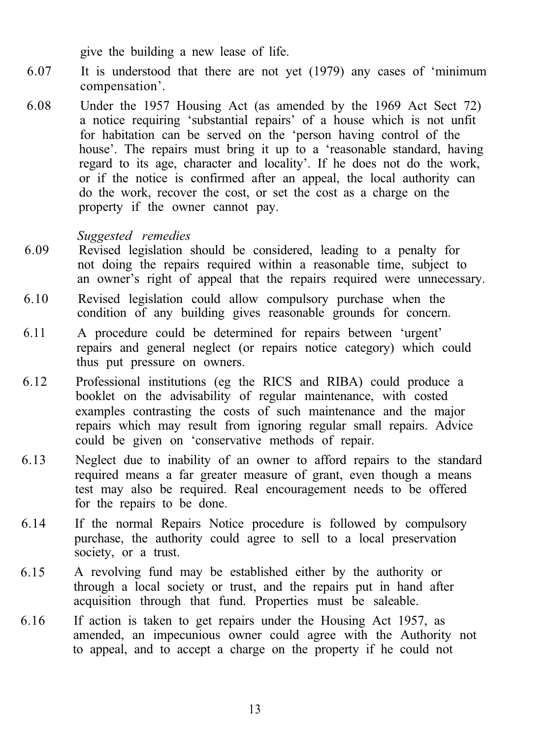give the building a new lease of life.

6.07 It is understood that there are not yet (1979) any cases of ‘minimum compensation’.

6.08 Under the 1957 Housing Act (as amended by the 1969 Act Sect 72) a notice requiring ‘substantial repairs’ of a house which is not unfit for habitation can be served on the ‘person having control of the house’. The repairs must bring it up to a ‘reasonable standard, having regard to its age, character and locality’. If he does not do the work, or if the notice is confirmed after an appeal, the local authority can do the work, recover the cost, or set the cost as a charge on the property if the owner cannot pay.

*Suggested remedies*

6.09 Revised legislation should be considered, leading to a penalty for not doing the repairs required within a reasonable time, subject to an owner’s right of appeal that the repairs required were unnecessary.

6.10 Revised legislation could allow compulsory purchase when the condition of any building gives reasonable grounds for concern.

6.11 A procedure could be determined for repairs between ‘urgent’ repairs and general neglect (or repairs notice category) which could thus put pressure on owners.

6.12 Professional institutions (eg the RICS and RIBA) could produce a booklet on the advisability of regular maintenance, with costed examples contrasting the costs of such maintenance and the major repairs which may result from ignoring regular small repairs. Advice could be given on ‘conservative methods of repair.

6.13 Neglect due to inability of an owner to afford repairs to the standard required means a far greater measure of grant, even though a means test may also be required. Real encouragement needs to be offered for the repairs to be done.

6.14 If the normal Repairs Notice procedure is followed by compulsory purchase, the authority could agree to sell to a local preservation society, or a trust.

6.15 A revolving fund may be established either by the authority or through a local society or trust, and the repairs put in hand after acquisition through that fund. Properties must be saleable.

6.16 If action is taken to get repairs under the Housing Act 1957, as amended, an impecunious owner could agree with the Authority not to appeal, and to accept a charge on the property if he could not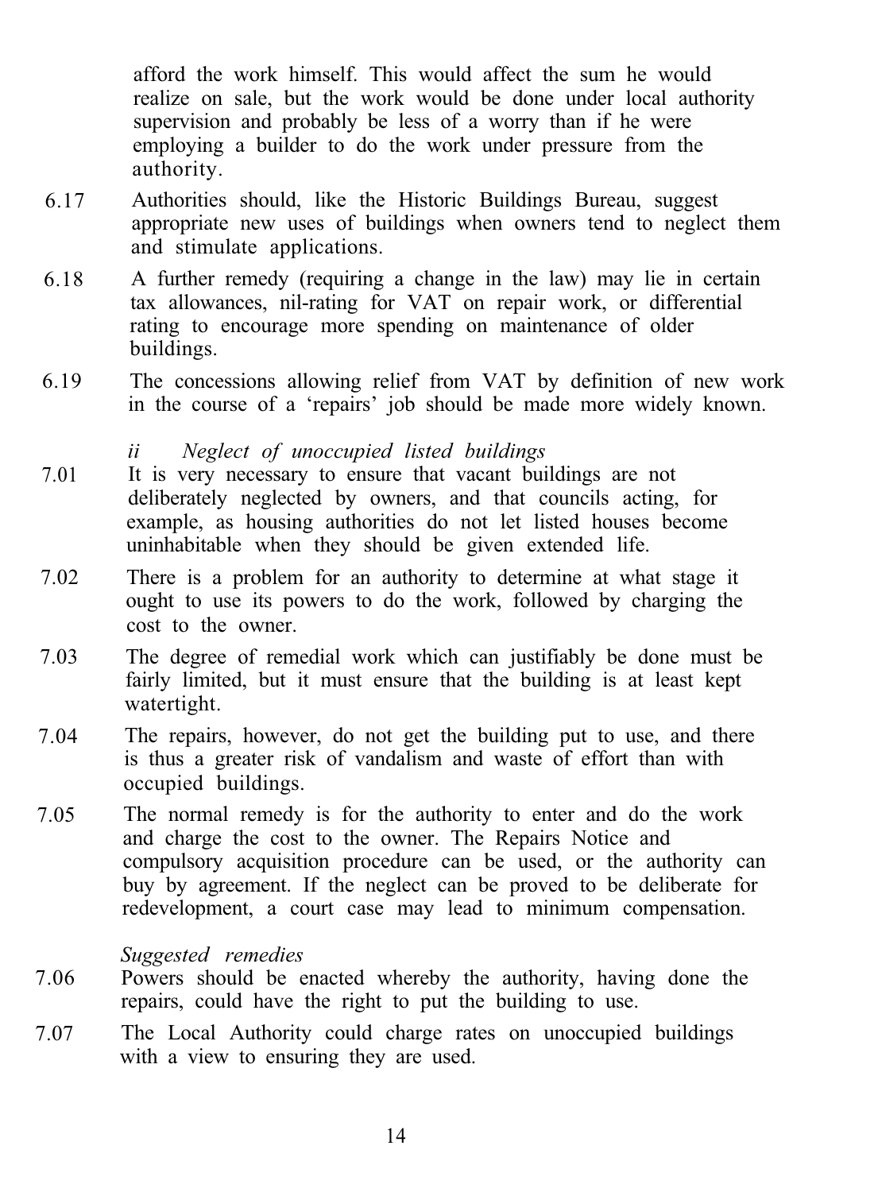afford the work himself. This would affect the sum he would realize on sale, but the work would be done under local authority supervision and probably be less of a worry than if he were employing a builder to do the work under pressure from the authority.

6.17 Authorities should, like the Historic Buildings Bureau, suggest appropriate new uses of buildings when owners tend to neglect them and stimulate applications.

6.18 A further remedy (requiring a change in the law) may lie in certain tax allowances, nil-rating for VAT on repair work, or differential rating to encourage more spending on maintenance of older buildings.

6.19 The concessions allowing relief from VAT by definition of new work in the course of a 'repairs' job should be made more widely known.

*ii Neglect of unoccupied listed buildings*

7.01 It is very necessary to ensure that vacant buildings are not deliberately neglected by owners, and that councils acting, for example, as housing authorities do not let listed houses become uninhabitable when they should be given extended life.

7.02 There is a problem for an authority to determine at what stage it ought to use its powers to do the work, followed by charging the cost to the owner.

7.03 The degree of remedial work which can justifiably be done must be fairly limited, but it must ensure that the building is at least kept watertight.

7.04 The repairs, however, do not get the building put to use, and there is thus a greater risk of vandalism and waste of effort than with occupied buildings.

7.05 The normal remedy is for the authority to enter and do the work and charge the cost to the owner. The Repairs Notice and compulsory acquisition procedure can be used, or the authority can buy by agreement. If the neglect can be proved to be deliberate for redevelopment, a court case may lead to minimum compensation.

*Suggested remedies*

7.06 Powers should be enacted whereby the authority, having done the repairs, could have the right to put the building to use.

7.07 The Local Authority could charge rates on unoccupied buildings with a view to ensuring they are used.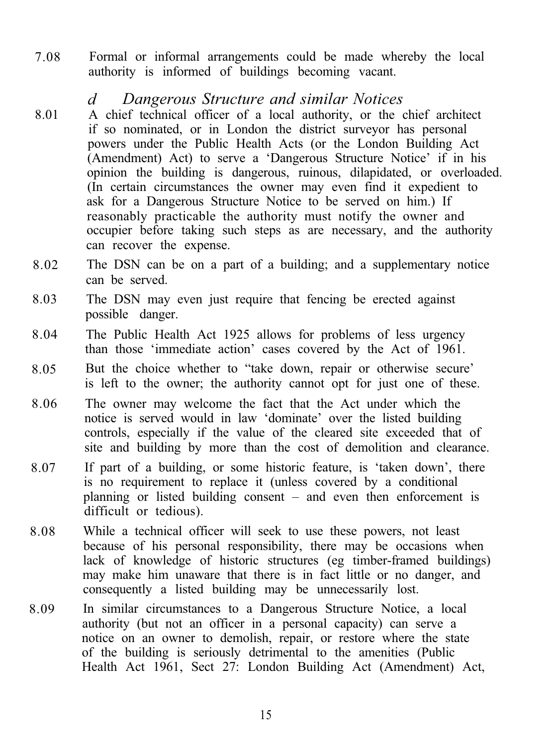7.08 Formal or informal arrangements could be made whereby the local authority is informed of buildings becoming vacant.

### *d Dangerous Structure and similar Notices*

8.01 A chief technical officer of a local authority, or the chief architect if so nominated, or in London the district surveyor has personal powers under the Public Health Acts (or the London Building Act (Amendment) Act) to serve a 'Dangerous Structure Notice' if in his opinion the building is dangerous, ruinous, dilapidated, or overloaded. (In certain circumstances the owner may even find it expedient to ask for a Dangerous Structure Notice to be served on him.) If reasonably practicable the authority must notify the owner and occupier before taking such steps as are necessary, and the authority can recover the expense.

8.02 The DSN can be on a part of a building; and a supplementary notice can be served.

8.03 The DSN may even just require that fencing be erected against possible danger.

8.04 The Public Health Act 1925 allows for problems of less urgency than those 'immediate action' cases covered by the Act of 1961.

8.05 But the choice whether to "take down, repair or otherwise secure' is left to the owner; the authority cannot opt for just one of these.

8.06 The owner may welcome the fact that the Act under which the notice is served would in law 'dominate' over the listed building controls, especially if the value of the cleared site exceeded that of site and building by more than the cost of demolition and clearance.

8.07 If part of a building, or some historic feature, is 'taken down', there is no requirement to replace it (unless covered by a conditional planning or listed building consent – and even then enforcement is difficult or tedious).

8.08 While a technical officer will seek to use these powers, not least because of his personal responsibility, there may be occasions when lack of knowledge of historic structures (eg timber-framed buildings) may make him unaware that there is in fact little or no danger, and consequently a listed building may be unnecessarily lost.

8.09 In similar circumstances to a Dangerous Structure Notice, a local authority (but not an officer in a personal capacity) can serve a notice on an owner to demolish, repair, or restore where the state of the building is seriously detrimental to the amenities (Public Health Act 1961, Sect 27: London Building Act (Amendment) Act,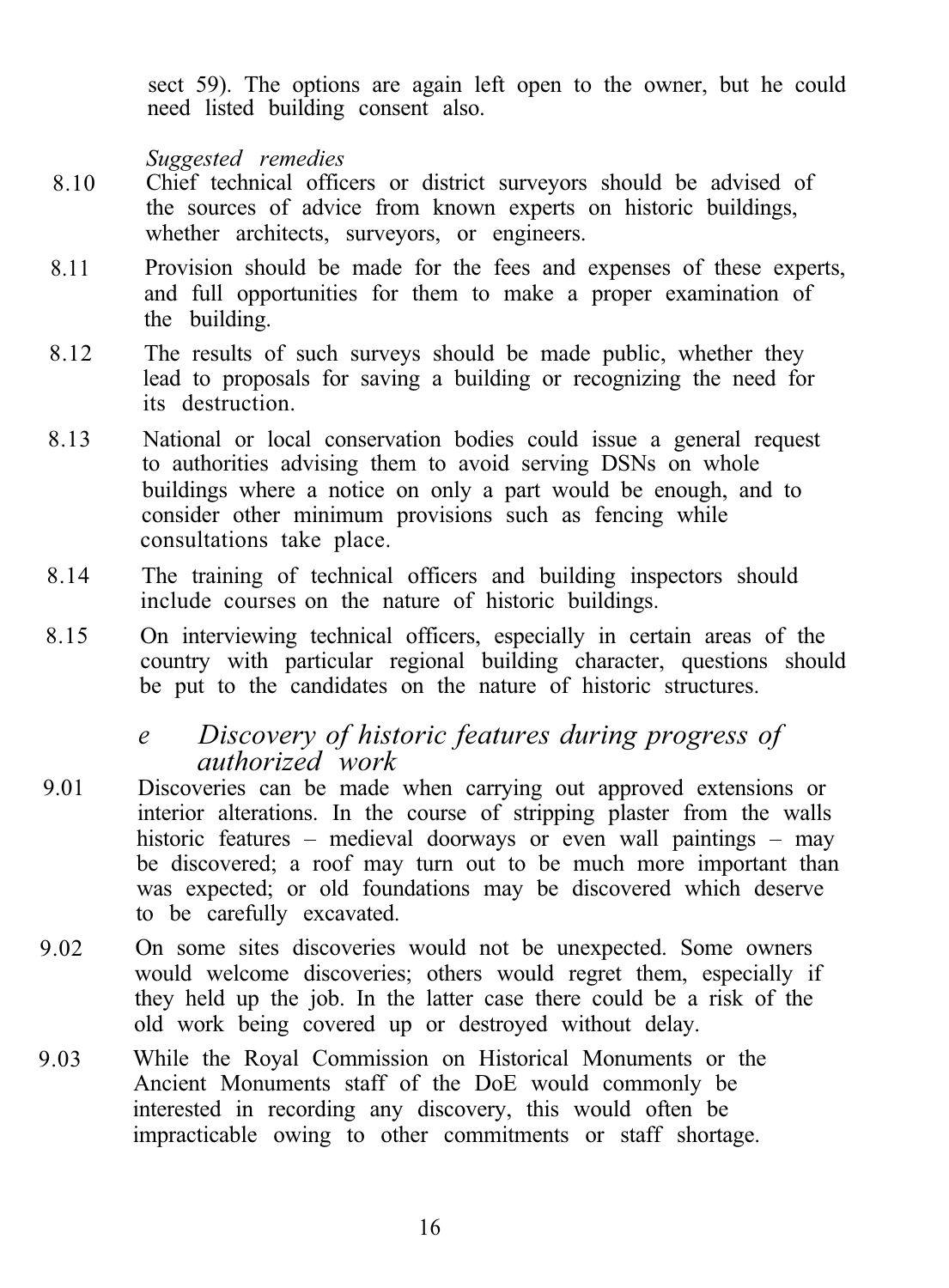sect 59). The options are again left open to the owner, but he could need listed building consent also.

*Suggested remedies*

8.10 Chief technical officers or district surveyors should be advised of the sources of advice from known experts on historic buildings, whether architects, surveyors, or engineers.

8.11 Provision should be made for the fees and expenses of these experts, and full opportunities for them to make a proper examination of the building.

8.12 The results of such surveys should be made public, whether they lead to proposals for saving a building or recognizing the need for its destruction.

8.13 National or local conservation bodies could issue a general request to authorities advising them to avoid serving DSNs on whole buildings where a notice on only a part would be enough, and to consider other minimum provisions such as fencing while consultations take place.

8.14 The training of technical officers and building inspectors should include courses on the nature of historic buildings.

8.15 On interviewing technical officers, especially in certain areas of the country with particular regional building character, questions should be put to the candidates on the nature of historic structures.

### *e Discovery of historic features during progress of authorized work*

9.01 Discoveries can be made when carrying out approved extensions or interior alterations. In the course of stripping plaster from the walls historic features – medieval doorways or even wall paintings – may be discovered; a roof may turn out to be much more important than was expected; or old foundations may be discovered which deserve to be carefully excavated.

9.02 On some sites discoveries would not be unexpected. Some owners would welcome discoveries; others would regret them, especially if they held up the job. In the latter case there could be a risk of the old work being covered up or destroyed without delay.

9.03 While the Royal Commission on Historical Monuments or the Ancient Monuments staff of the DoE would commonly be interested in recording any discovery, this would often be impracticable owing to other commitments or staff shortage.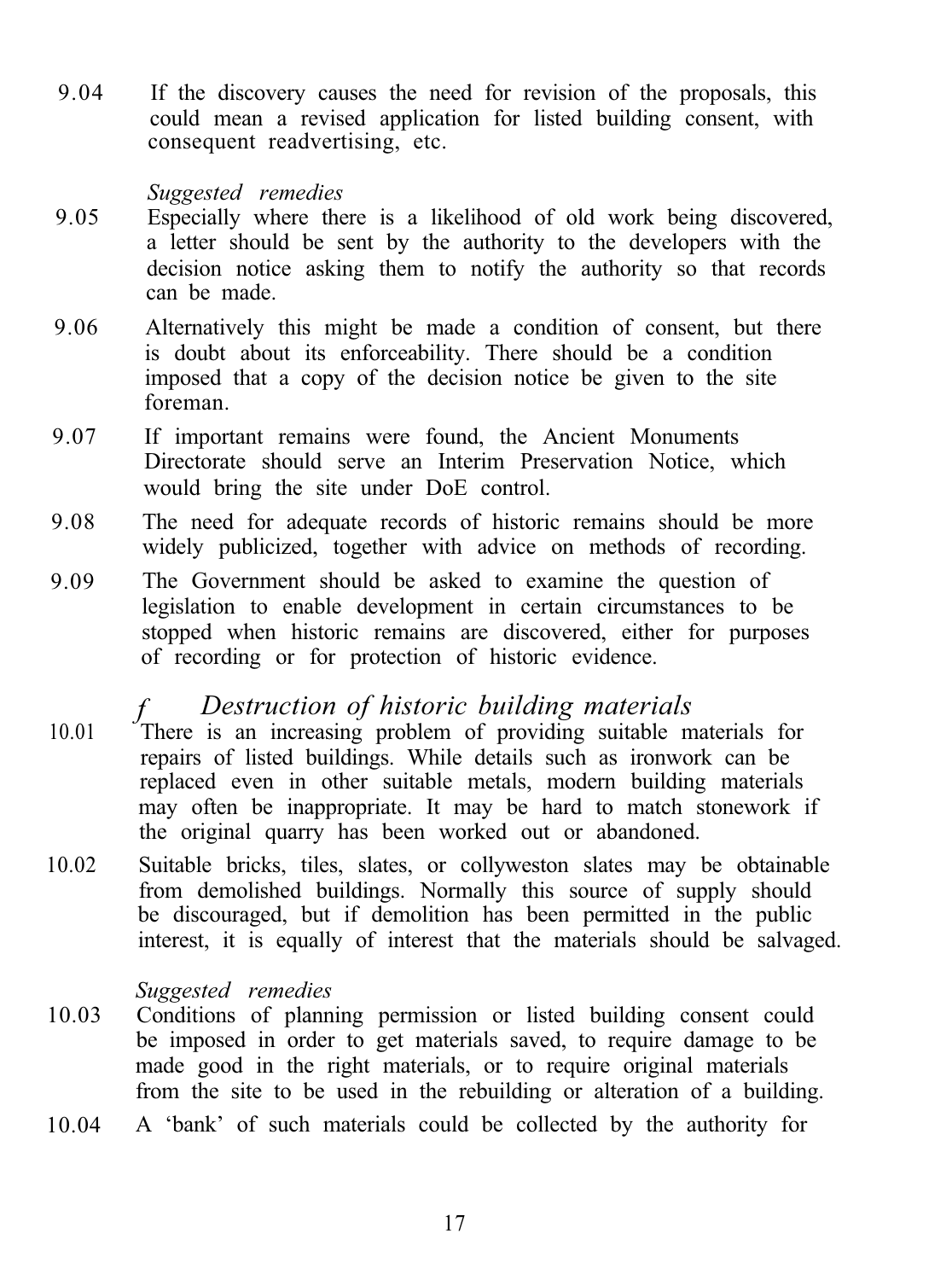9.04 If the discovery causes the need for revision of the proposals, this could mean a revised application for listed building consent, with consequent readvertising, etc.

*Suggested remedies*

9.05 Especially where there is a likelihood of old work being discovered, a letter should be sent by the authority to the developers with the decision notice asking them to notify the authority so that records can be made.

9.06 Alternatively this might be made a condition of consent, but there is doubt about its enforceability. There should be a condition imposed that a copy of the decision notice be given to the site foreman.

9.07 If important remains were found, the Ancient Monuments Directorate should serve an Interim Preservation Notice, which would bring the site under DoE control.

9.08 The need for adequate records of historic remains should be more widely publicized, together with advice on methods of recording.

9.09 The Government should be asked to examine the question of legislation to enable development in certain circumstances to be stopped when historic remains are discovered, either for purposes of recording or for protection of historic evidence.

## *f Destruction of historic building materials*

10.01 There is an increasing problem of providing suitable materials for repairs of listed buildings. While details such as ironwork can be replaced even in other suitable metals, modern building materials may often be inappropriate. It may be hard to match stonework if the original quarry has been worked out or abandoned.

10.02 Suitable bricks, tiles, slates, or collyweston slates may be obtainable from demolished buildings. Normally this source of supply should be discouraged, but if demolition has been permitted in the public interest, it is equally of interest that the materials should be salvaged.

*Suggested remedies*

10.03 Conditions of planning permission or listed building consent could be imposed in order to get materials saved, to require damage to be made good in the right materials, or to require original materials from the site to be used in the rebuilding or alteration of a building.

10.04 A 'bank' of such materials could be collected by the authority for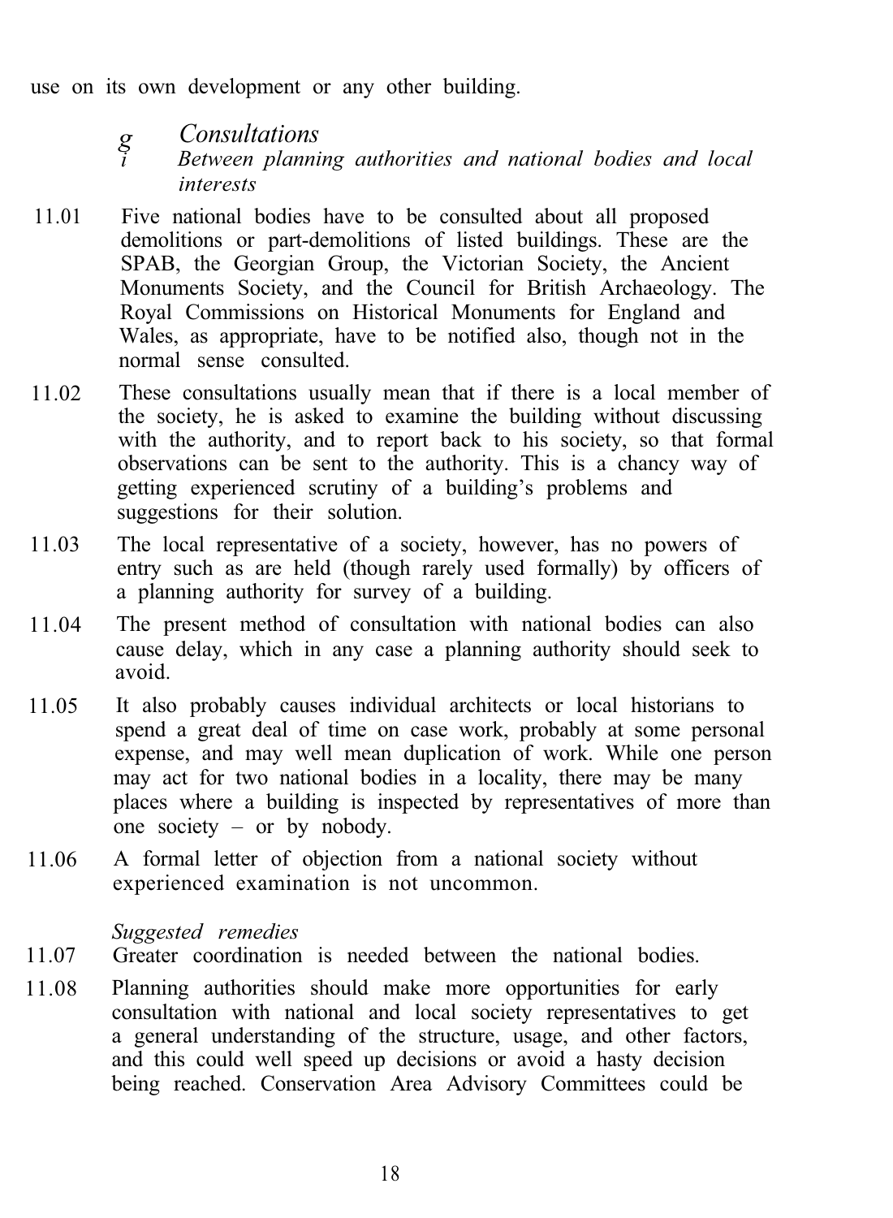use on its own development or any other building.

### *g Consultations*

#### *i Between planning authorities and national bodies and local interests*

11.01 Five national bodies have to be consulted about all proposed demolitions or part-demolitions of listed buildings. These are the SPAB, the Georgian Group, the Victorian Society, the Ancient Monuments Society, and the Council for British Archaeology. The Royal Commissions on Historical Monuments for England and Wales, as appropriate, have to be notified also, though not in the normal sense consulted.

11.02 These consultations usually mean that if there is a local member of the society, he is asked to examine the building without discussing with the authority, and to report back to his society, so that formal observations can be sent to the authority. This is a chancy way of getting experienced scrutiny of a building's problems and suggestions for their solution.

11.03 The local representative of a society, however, has no powers of entry such as are held (though rarely used formally) by officers of a planning authority for survey of a building.

11.04 The present method of consultation with national bodies can also cause delay, which in any case a planning authority should seek to avoid.

11.05 It also probably causes individual architects or local historians to spend a great deal of time on case work, probably at some personal expense, and may well mean duplication of work. While one person may act for two national bodies in a locality, there may be many places where a building is inspected by representatives of more than one society – or by nobody.

11.06 A formal letter of objection from a national society without experienced examination is not uncommon.

*Suggested remedies*

11.07 Greater coordination is needed between the national bodies.

11.08 Planning authorities should make more opportunities for early consultation with national and local society representatives to get a general understanding of the structure, usage, and other factors, and this could well speed up decisions or avoid a hasty decision being reached. Conservation Area Advisory Committees could be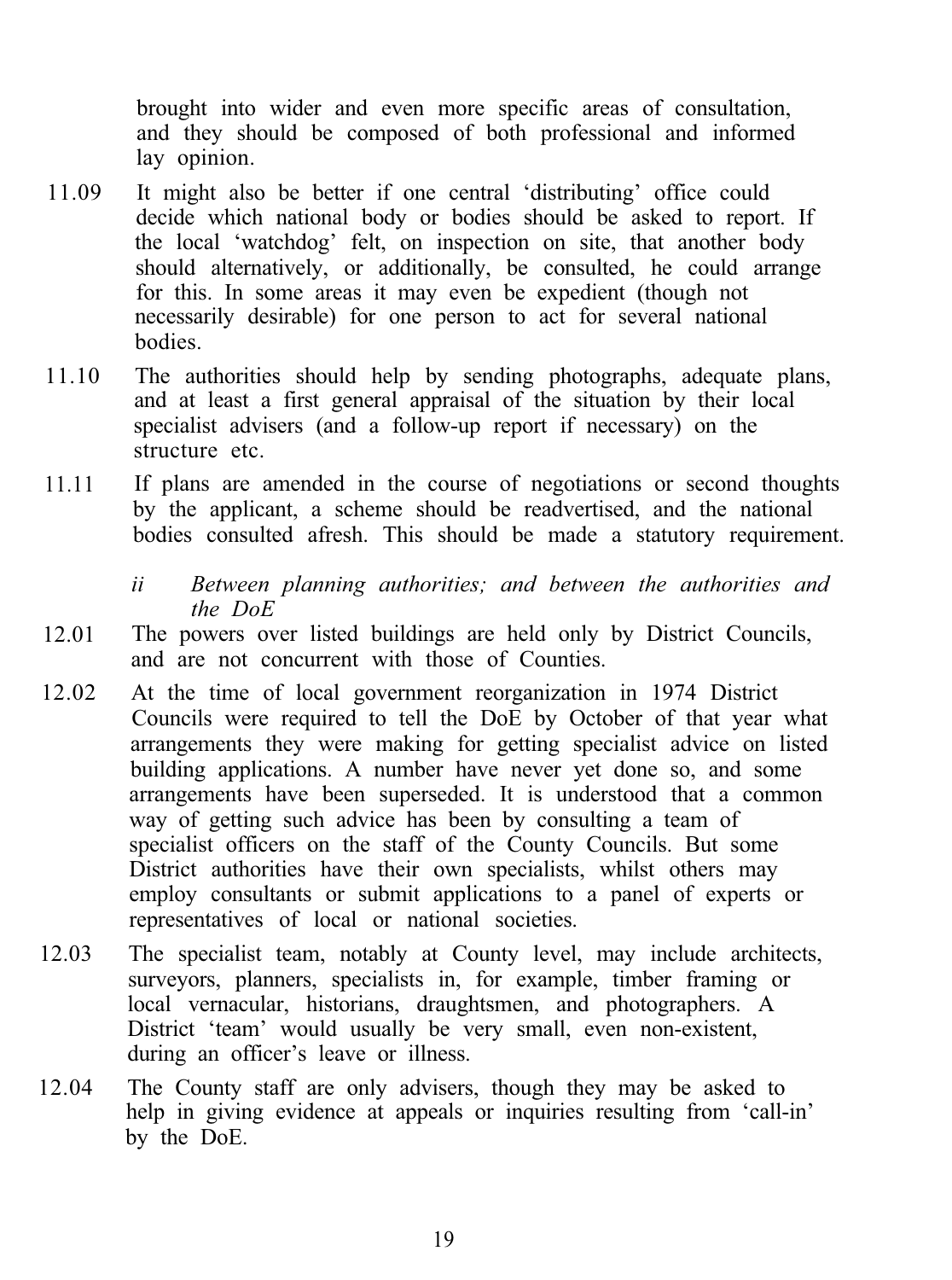brought into wider and even more specific areas of consultation, and they should be composed of both professional and informed lay opinion.

11.09 It might also be better if one central 'distributing' office could decide which national body or bodies should be asked to report. If the local 'watchdog' felt, on inspection on site, that another body should alternatively, or additionally, be consulted, he could arrange for this. In some areas it may even be expedient (though not necessarily desirable) for one person to act for several national bodies.

11.10 The authorities should help by sending photographs, adequate plans, and at least a first general appraisal of the situation by their local specialist advisers (and a follow-up report if necessary) on the structure etc.

11.11 If plans are amended in the course of negotiations or second thoughts by the applicant, a scheme should be readvertised, and the national bodies consulted afresh. This should be made a statutory requirement.

*ii Between planning authorities; and between the authorities and the DoE*

12.01 The powers over listed buildings are held only by District Councils, and are not concurrent with those of Counties.

12.02 At the time of local government reorganization in 1974 District Councils were required to tell the DoE by October of that year what arrangements they were making for getting specialist advice on listed building applications. A number have never yet done so, and some arrangements have been superseded. It is understood that a common way of getting such advice has been by consulting a team of specialist officers on the staff of the County Councils. But some District authorities have their own specialists, whilst others may employ consultants or submit applications to a panel of experts or representatives of local or national societies.

12.03 The specialist team, notably at County level, may include architects, surveyors, planners, specialists in, for example, timber framing or local vernacular, historians, draughtsmen, and photographers. A District 'team' would usually be very small, even non-existent, during an officer's leave or illness.

12.04 The County staff are only advisers, though they may be asked to help in giving evidence at appeals or inquiries resulting from 'call-in' by the DoE.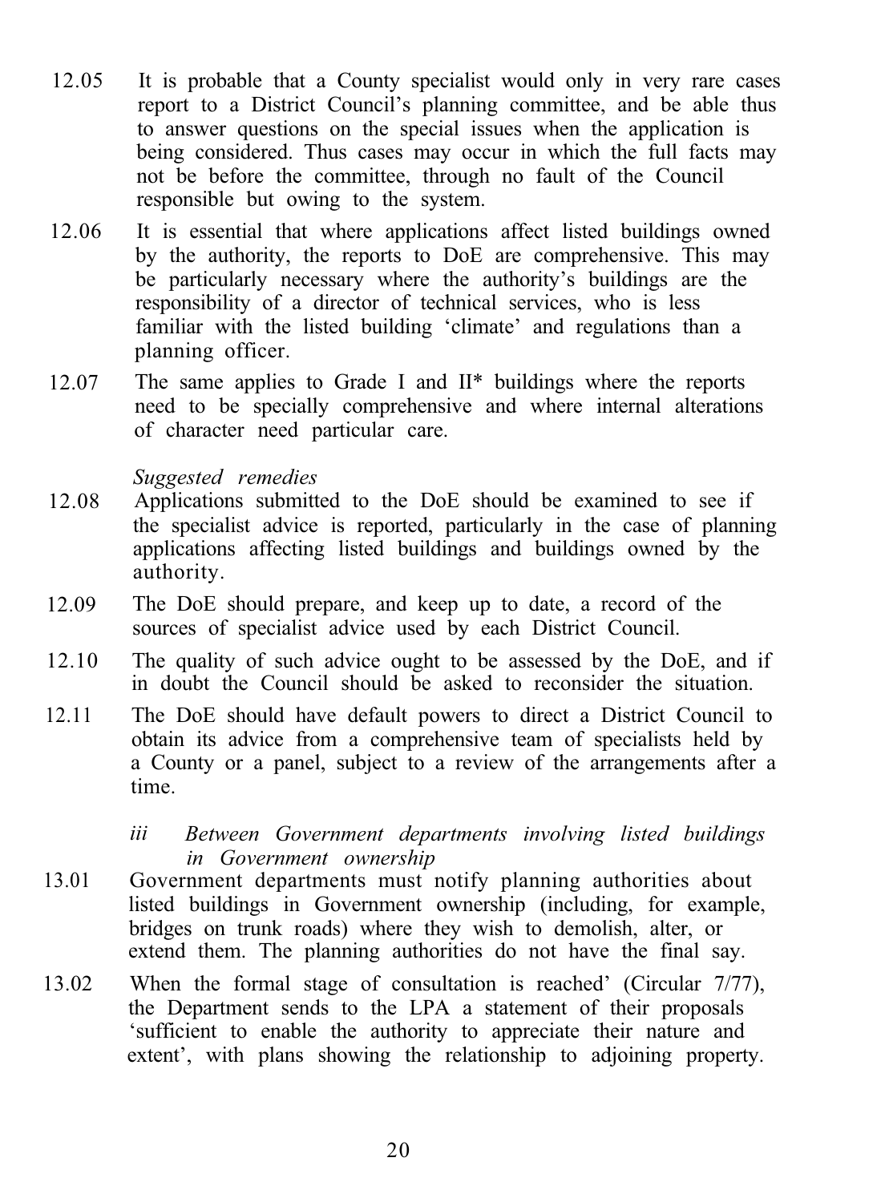12.05 It is probable that a County specialist would only in very rare cases report to a District Council's planning committee, and be able thus to answer questions on the special issues when the application is being considered. Thus cases may occur in which the full facts may not be before the committee, through no fault of the Council responsible but owing to the system.

12.06 It is essential that where applications affect listed buildings owned by the authority, the reports to DoE are comprehensive. This may be particularly necessary where the authority's buildings are the responsibility of a director of technical services, who is less familiar with the listed building 'climate' and regulations than a planning officer.

12.07 The same applies to Grade I and II* buildings where the reports need to be specially comprehensive and where internal alterations of character need particular care.

*Suggested remedies*

12.08 Applications submitted to the DoE should be examined to see if the specialist advice is reported, particularly in the case of planning applications affecting listed buildings and buildings owned by the authority.

12.09 The DoE should prepare, and keep up to date, a record of the sources of specialist advice used by each District Council.

12.10 The quality of such advice ought to be assessed by the DoE, and if in doubt the Council should be asked to reconsider the situation.

12.11 The DoE should have default powers to direct a District Council to obtain its advice from a comprehensive team of specialists held by a County or a panel, subject to a review of the arrangements after a time.

*iii Between Government departments involving listed buildings in Government ownership*

13.01 Government departments must notify planning authorities about listed buildings in Government ownership (including, for example, bridges on trunk roads) where they wish to demolish, alter, or extend them. The planning authorities do not have the final say.

13.02 When the formal stage of consultation is reached' (Circular 7/77), the Department sends to the LPA a statement of their proposals 'sufficient to enable the authority to appreciate their nature and extent', with plans showing the relationship to adjoining property.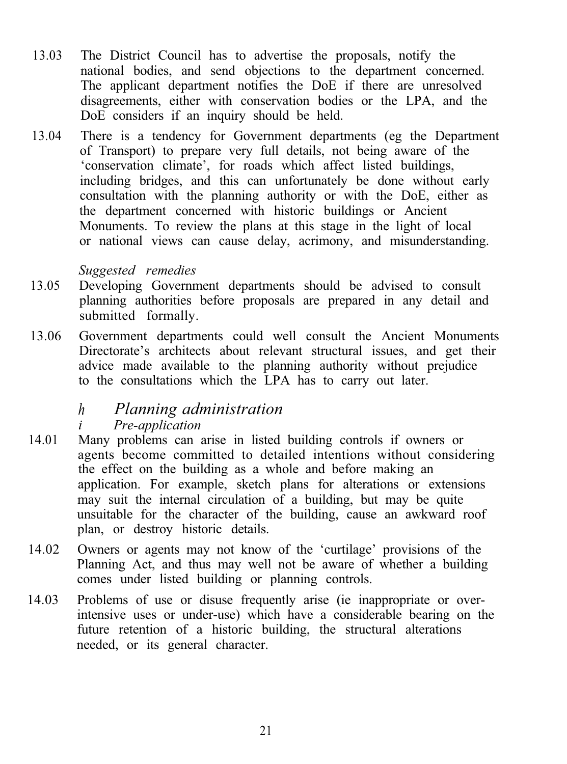13.03 The District Council has to advertise the proposals, notify the national bodies, and send objections to the department concerned. The applicant department notifies the DoE if there are unresolved disagreements, either with conservation bodies or the LPA, and the DoE considers if an inquiry should be held.

13.04 There is a tendency for Government departments (eg the Department of Transport) to prepare very full details, not being aware of the 'conservation climate', for roads which affect listed buildings, including bridges, and this can unfortunately be done without early consultation with the planning authority or with the DoE, either as the department concerned with historic buildings or Ancient Monuments. To review the plans at this stage in the light of local or national views can cause delay, acrimony, and misunderstanding.

*Suggested remedies*

13.05 Developing Government departments should be advised to consult planning authorities before proposals are prepared in any detail and submitted formally.

13.06 Government departments could well consult the Ancient Monuments Directorate's architects about relevant structural issues, and get their advice made available to the planning authority without prejudice to the consultations which the LPA has to carry out later.

## *h Planning administration*

### *i Pre-application*

14.01 Many problems can arise in listed building controls if owners or agents become committed to detailed intentions without considering the effect on the building as a whole and before making an application. For example, sketch plans for alterations or extensions may suit the internal circulation of a building, but may be quite unsuitable for the character of the building, cause an awkward roof plan, or destroy historic details.

14.02 Owners or agents may not know of the 'curtilage' provisions of the Planning Act, and thus may well not be aware of whether a building comes under listed building or planning controls.

14.03 Problems of use or disuse frequently arise (ie inappropriate or over-intensive uses or under-use) which have a considerable bearing on the future retention of a historic building, the structural alterations needed, or its general character.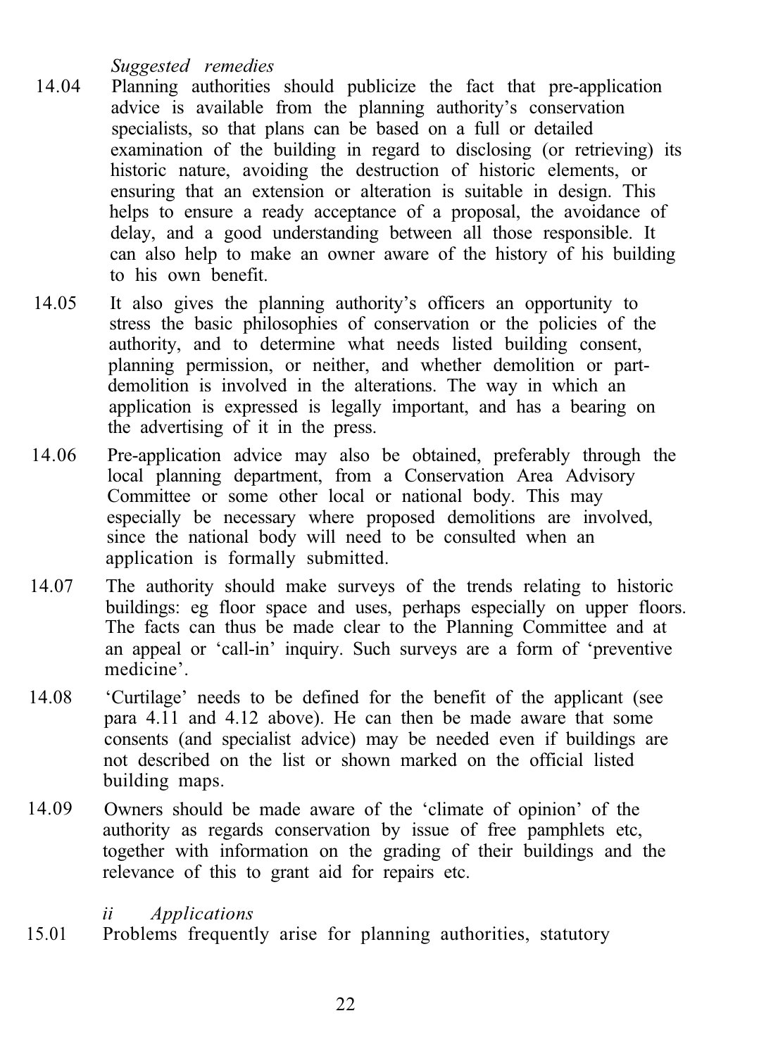*Suggested remedies*

14.04 Planning authorities should publicize the fact that pre-application advice is available from the planning authority's conservation specialists, so that plans can be based on a full or detailed examination of the building in regard to disclosing (or retrieving) its historic nature, avoiding the destruction of historic elements, or ensuring that an extension or alteration is suitable in design. This helps to ensure a ready acceptance of a proposal, the avoidance of delay, and a good understanding between all those responsible. It can also help to make an owner aware of the history of his building to his own benefit.

14.05 It also gives the planning authority's officers an opportunity to stress the basic philosophies of conservation or the policies of the authority, and to determine what needs listed building consent, planning permission, or neither, and whether demolition or part-demolition is involved in the alterations. The way in which an application is expressed is legally important, and has a bearing on the advertising of it in the press.

14.06 Pre-application advice may also be obtained, preferably through the local planning department, from a Conservation Area Advisory Committee or some other local or national body. This may especially be necessary where proposed demolitions are involved, since the national body will need to be consulted when an application is formally submitted.

14.07 The authority should make surveys of the trends relating to historic buildings: eg floor space and uses, perhaps especially on upper floors. The facts can thus be made clear to the Planning Committee and at an appeal or 'call-in' inquiry. Such surveys are a form of 'preventive medicine'.

14.08 'Curtilage' needs to be defined for the benefit of the applicant (see para 4.11 and 4.12 above). He can then be made aware that some consents (and specialist advice) may be needed even if buildings are not described on the list or shown marked on the official listed building maps.

14.09 Owners should be made aware of the 'climate of opinion' of the authority as regards conservation by issue of free pamphlets etc, together with information on the grading of their buildings and the relevance of this to grant aid for repairs etc.

*ii Applications*

15.01 Problems frequently arise for planning authorities, statutory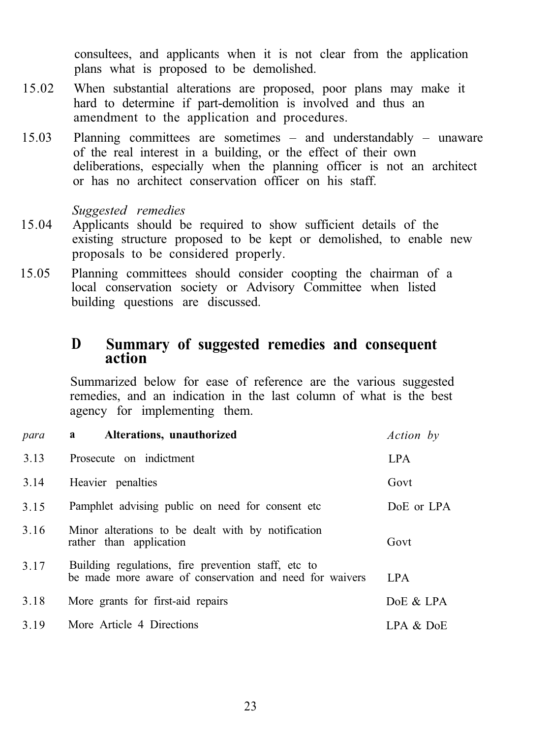consultees, and applicants when it is not clear from the application plans what is proposed to be demolished.

15.02 When substantial alterations are proposed, poor plans may make it hard to determine if part-demolition is involved and thus an amendment to the application and procedures.

15.03 Planning committees are sometimes – and understandably – unaware of the real interest in a building, or the effect of their own deliberations, especially when the planning officer is not an architect or has no architect conservation officer on his staff.

*Suggested remedies*

15.04 Applicants should be required to show sufficient details of the existing structure proposed to be kept or demolished, to enable new proposals to be considered properly.

15.05 Planning committees should consider coopting the chairman of a local conservation society or Advisory Committee when listed building questions are discussed.

## D Summary of suggested remedies and consequent action

Summarized below for ease of reference are the various suggested remedies, and an indication in the last column of what is the best agency for implementing them.

| *para* | **a Alterations, unauthorized** | *Action by* |
|---|---|---|
| 3.13 | Prosecute on indictment | LPA |
| 3.14 | Heavier penalties | Govt |
| 3.15 | Pamphlet advising public on need for consent etc | DoE or LPA |
| 3.16 | Minor alterations to be dealt with by notification rather than application | Govt |
| 3.17 | Building regulations, fire prevention staff, etc to be made more aware of conservation and need for waivers | LPA |
| 3.18 | More grants for first-aid repairs | DoE & LPA |
| 3.19 | More Article 4 Directions | LPA & DoE |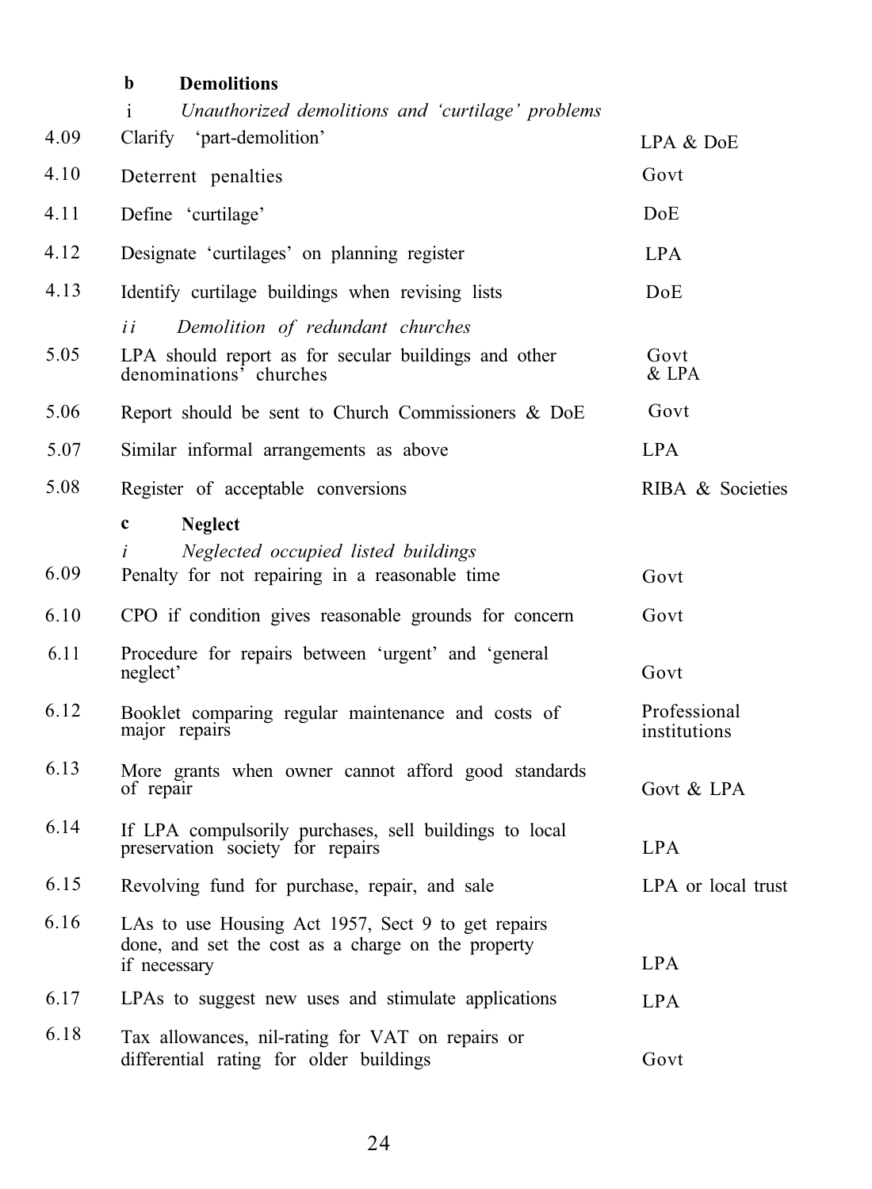**b Demolitions**

*i Unauthorized demolitions and 'curtilage' problems*

| | | |
|---|---|---|
| 4.09 | Clarify 'part-demolition' | LPA & DoE |
| 4.10 | Deterrent penalties | Govt |
| 4.11 | Define 'curtilage' | DoE |
| 4.12 | Designate 'curtilages' on planning register | LPA |
| 4.13 | Identify curtilage buildings when revising lists | DoE |

*ii Demolition of redundant churches*

| | | |
|---|---|---|
| 5.05 | LPA should report as for secular buildings and other denominations' churches | Govt & LPA |
| 5.06 | Report should be sent to Church Commissioners & DoE | Govt |
| 5.07 | Similar informal arrangements as above | LPA |
| 5.08 | Register of acceptable conversions | RIBA & Societies |

**c Neglect**

*i Neglected occupied listed buildings*

| | | |
|---|---|---|
| 6.09 | Penalty for not repairing in a reasonable time | Govt |
| 6.10 | CPO if condition gives reasonable grounds for concern | Govt |
| 6.11 | Procedure for repairs between 'urgent' and 'general neglect' | Govt |
| 6.12 | Booklet comparing regular maintenance and costs of major repairs | Professional institutions |
| 6.13 | More grants when owner cannot afford good standards of repair | Govt & LPA |
| 6.14 | If LPA compulsorily purchases, sell buildings to local preservation society for repairs | LPA |
| 6.15 | Revolving fund for purchase, repair, and sale | LPA or local trust |
| 6.16 | LAs to use Housing Act 1957, Sect 9 to get repairs done, and set the cost as a charge on the property if necessary | LPA |
| 6.17 | LPAs to suggest new uses and stimulate applications | LPA |
| 6.18 | Tax allowances, nil-rating for VAT on repairs or differential rating for older buildings | Govt |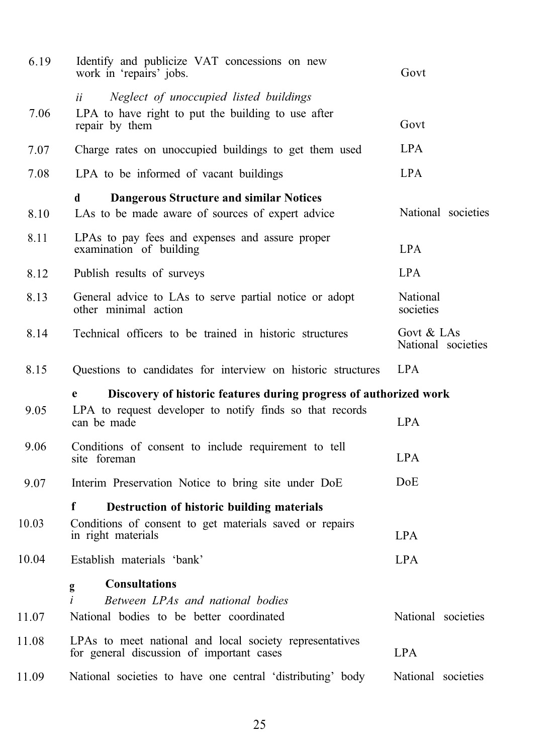| | | |
|---|---|---|
| 6.19 | Identify and publicize VAT concessions on new work in 'repairs' jobs. | Govt |
| | *ii Neglect of unoccupied listed buildings* | |
| 7.06 | LPA to have right to put the building to use after repair by them | Govt |
| 7.07 | Charge rates on unoccupied buildings to get them used | LPA |
| 7.08 | LPA to be informed of vacant buildings | LPA |
| | **d Dangerous Structure and similar Notices** | |
| 8.10 | LAs to be made aware of sources of expert advice | National societies |
| 8.11 | LPAs to pay fees and expenses and assure proper examination of building | LPA |
| 8.12 | Publish results of surveys | LPA |
| 8.13 | General advice to LAs to serve partial notice or adopt other minimal action | National societies |
| 8.14 | Technical officers to be trained in historic structures | Govt & LAs National societies |
| 8.15 | Questions to candidates for interview on historic structures | LPA |
| | **e Discovery of historic features during progress of authorized work** | |
| 9.05 | LPA to request developer to notify finds so that records can be made | LPA |
| 9.06 | Conditions of consent to include requirement to tell site foreman | LPA |
| 9.07 | Interim Preservation Notice to bring site under DoE | DoE |
| | **f Destruction of historic building materials** | |
| 10.03 | Conditions of consent to get materials saved or repairs in right materials | LPA |
| 10.04 | Establish materials 'bank' | LPA |
| | **g Consultations** | |
| | *i Between LPAs and national bodies* | |
| 11.07 | National bodies to be better coordinated | National societies |
| 11.08 | LPAs to meet national and local society representatives for general discussion of important cases | LPA |
| 11.09 | National societies to have one central 'distributing' body | National societies |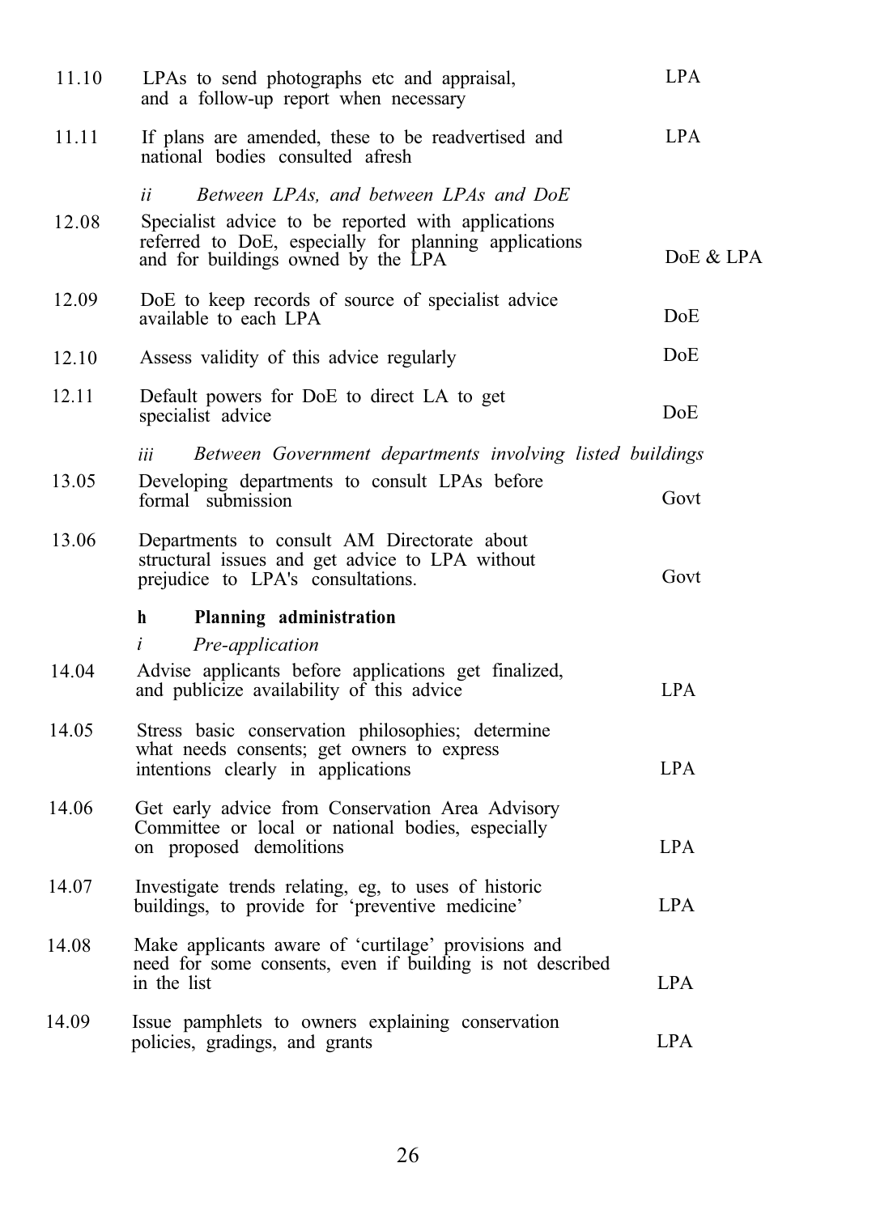| | | |
|---|---|---|
| 11.10 | LPAs to send photographs etc and appraisal, and a follow-up report when necessary | LPA |
| 11.11 | If plans are amended, these to be readvertised and national bodies consulted afresh | LPA |
| | *ii  Between LPAs, and between LPAs and DoE* | |
| 12.08 | Specialist advice to be reported with applications referred to DoE, especially for planning applications and for buildings owned by the LPA | DoE & LPA |
| 12.09 | DoE to keep records of source of specialist advice available to each LPA | DoE |
| 12.10 | Assess validity of this advice regularly | DoE |
| 12.11 | Default powers for DoE to direct LA to get specialist advice | DoE |
| | *iii  Between Government departments involving listed buildings* | |
| 13.05 | Developing departments to consult LPAs before formal submission | Govt |
| 13.06 | Departments to consult AM Directorate about structural issues and get advice to LPA without prejudice to LPA's consultations. | Govt |
| | **h  Planning administration** | |
| | *i  Pre-application* | |
| 14.04 | Advise applicants before applications get finalized, and publicize availability of this advice | LPA |
| 14.05 | Stress basic conservation philosophies; determine what needs consents; get owners to express intentions clearly in applications | LPA |
| 14.06 | Get early advice from Conservation Area Advisory Committee or local or national bodies, especially on proposed demolitions | LPA |
| 14.07 | Investigate trends relating, eg, to uses of historic buildings, to provide for 'preventive medicine' | LPA |
| 14.08 | Make applicants aware of 'curtilage' provisions and need for some consents, even if building is not described in the list | LPA |
| 14.09 | Issue pamphlets to owners explaining conservation policies, gradings, and grants | LPA |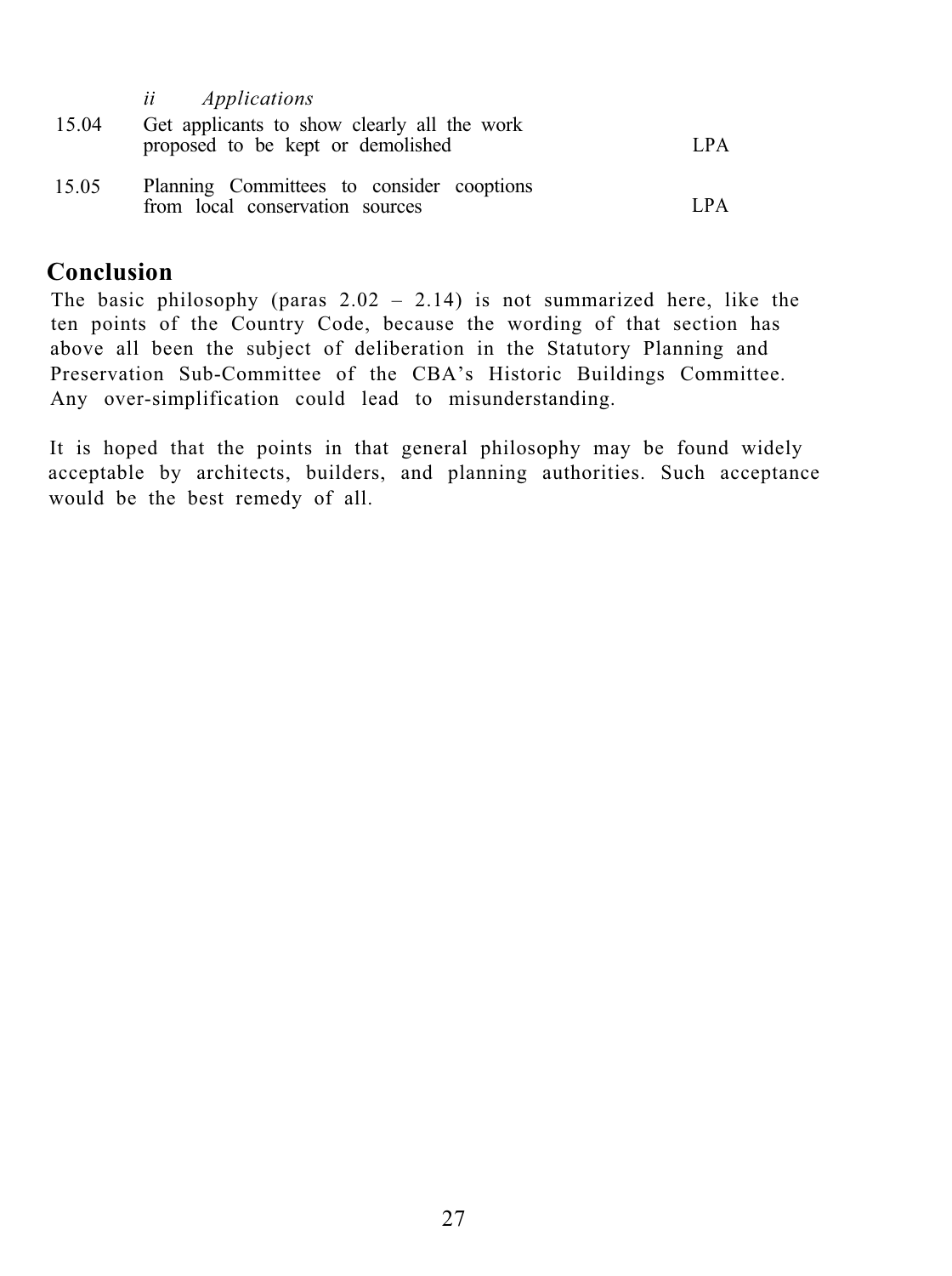| | | |
|---|---|---|
| | *ii Applications* | |
| 15.04 | Get applicants to show clearly all the work proposed to be kept or demolished | LPA |
| 15.05 | Planning Committees to consider cooptions from local conservation sources | LPA |

## Conclusion

The basic philosophy (paras 2.02 – 2.14) is not summarized here, like the ten points of the Country Code, because the wording of that section has above all been the subject of deliberation in the Statutory Planning and Preservation Sub-Committee of the CBA's Historic Buildings Committee. Any over-simplification could lead to misunderstanding.

It is hoped that the points in that general philosophy may be found widely acceptable by architects, builders, and planning authorities. Such acceptance would be the best remedy of all.